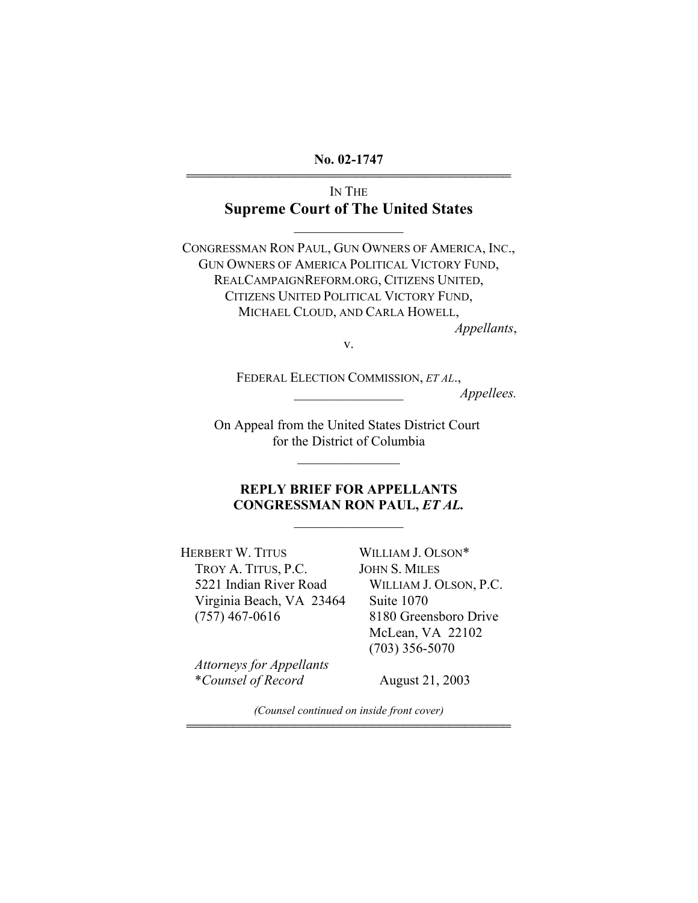**No. 02-1747**

---

IN THE

**Supreme Court of The United States**

---

CONGRESSMAN RON PAUL, GUN OWNERS OF AMERICA, INC., GUN OWNERS OF AMERICA POLITICAL VICTORY FUND, REALCAMPAIGNREFORM.ORG, CITIZENS UNITED, CITIZENS UNITED POLITICAL VICTORY FUND, MICHAEL CLOUD, AND CARLA HOWELL,

*Appellants*,

v.

FEDERAL ELECTION COMMISSION, *ET AL*.,

*Appellees.*

---

On Appeal from the United States District Court for the District of Columbia

---

**REPLY BRIEF FOR APPELLANTS CONGRESSMAN RON PAUL, *ET AL.***

---

HERBERT W. TITUS
TROY A. TITUS, P.C.
5221 Indian River Road
Virginia Beach, VA 23464
(757) 467-0616

WILLIAM J. OLSON*
JOHN S. MILES
WILLIAM J. OLSON, P.C.
Suite 1070
8180 Greensboro Drive
McLean, VA 22102
(703) 356-5070

*Attorneys for Appellants*
**Counsel of Record*

August 21, 2003

*(Counsel continued on inside front cover)*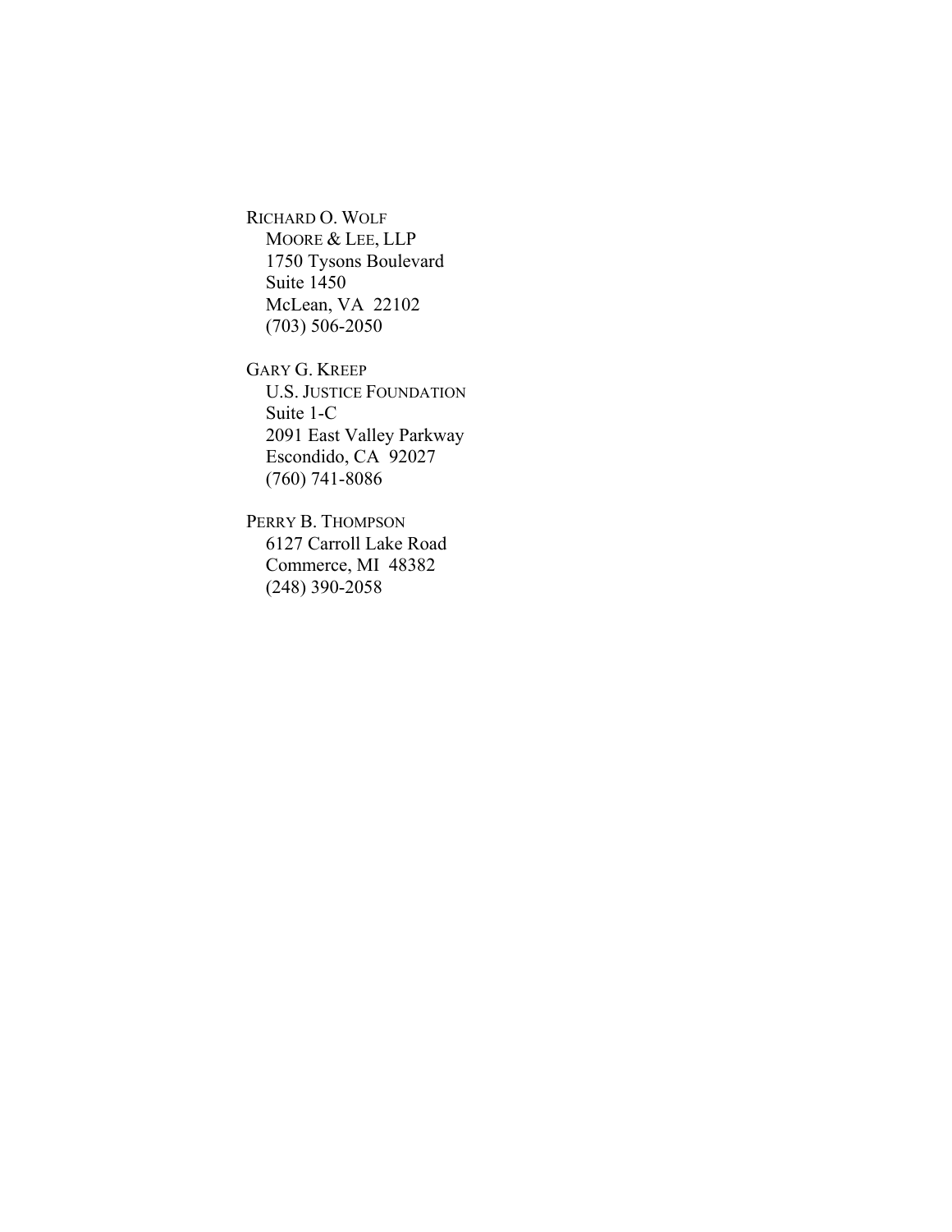RICHARD O. WOLF
MOORE & LEE, LLP
1750 Tysons Boulevard
Suite 1450
McLean, VA  22102
(703) 506-2050

GARY G. KREEP
U.S. JUSTICE FOUNDATION
Suite 1-C
2091 East Valley Parkway
Escondido, CA  92027
(760) 741-8086

PERRY B. THOMPSON
6127 Carroll Lake Road
Commerce, MI  48382
(248) 390-2058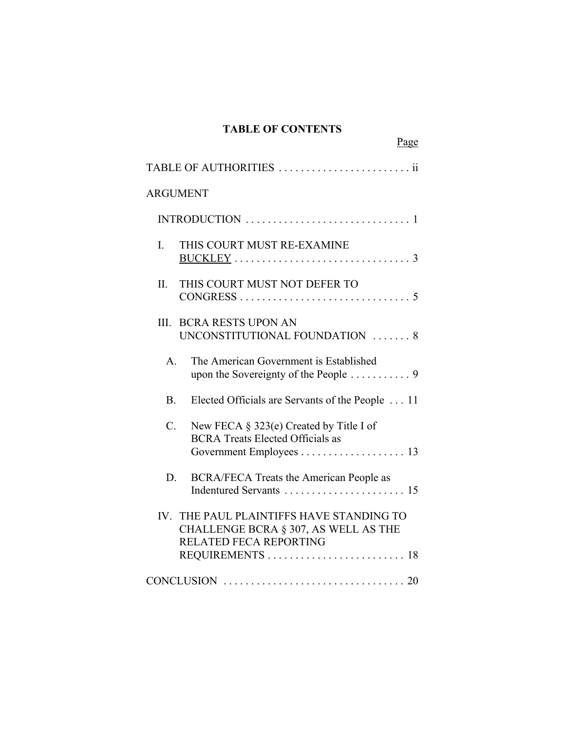# TABLE OF CONTENTS

Page

TABLE OF AUTHORITIES . . . . . . . . . . . . . . . . . . . . . . . . ii

ARGUMENT

INTRODUCTION . . . . . . . . . . . . . . . . . . . . . . . . . . . . . 1

I. THIS COURT MUST RE-EXAMINE BUCKLEY . . . . . . . . . . . . . . . . . . . . . . . . . . . . . . . 3

II. THIS COURT MUST NOT DEFER TO CONGRESS . . . . . . . . . . . . . . . . . . . . . . . . . . . . . . 5

III. BCRA RESTS UPON AN UNCONSTITUTIONAL FOUNDATION . . . . . . . 8

  A. The American Government is Established upon the Sovereignty of the People . . . . . . . . . . . 9

  B. Elected Officials are Servants of the People . . . 11

  C. New FECA § 323(e) Created by Title I of BCRA Treats Elected Officials as Government Employees . . . . . . . . . . . . . . . . . . . 13

  D. BCRA/FECA Treats the American People as Indentured Servants . . . . . . . . . . . . . . . . . . . . . . 15

IV. THE PAUL PLAINTIFFS HAVE STANDING TO CHALLENGE BCRA § 307, AS WELL AS THE RELATED FECA REPORTING REQUIREMENTS . . . . . . . . . . . . . . . . . . . . . . . . . 18

CONCLUSION . . . . . . . . . . . . . . . . . . . . . . . . . . . . . . . . 20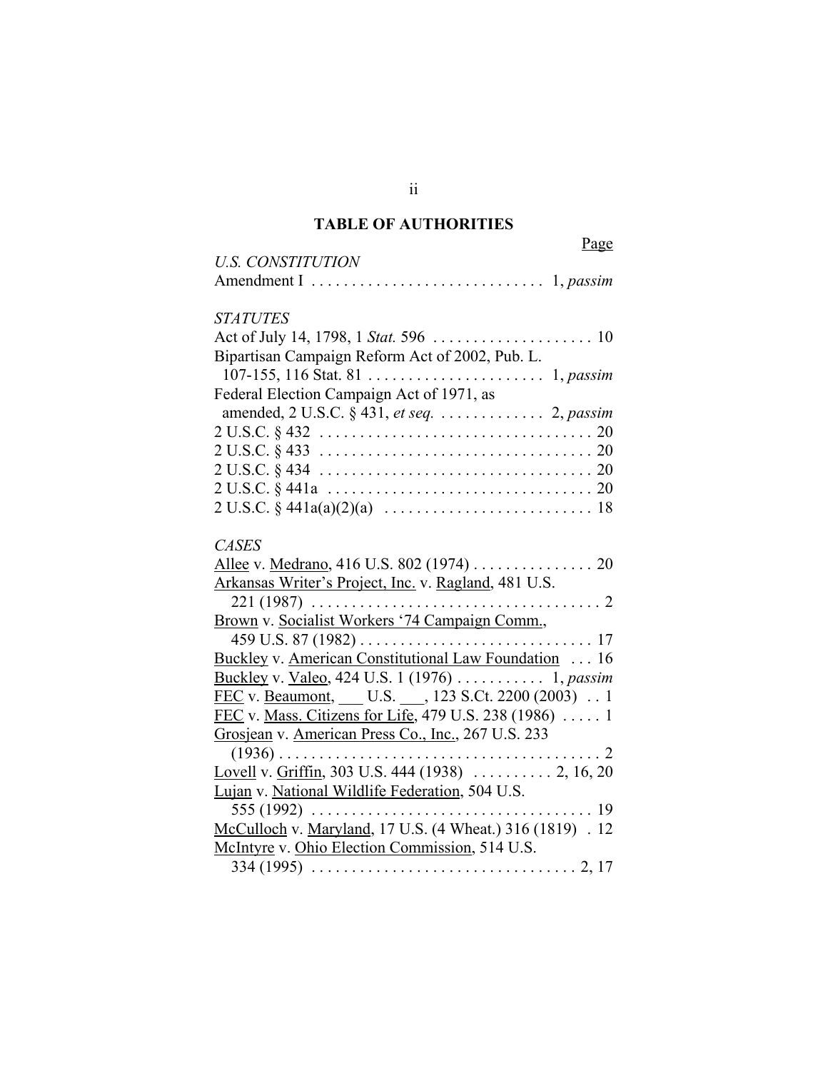## TABLE OF AUTHORITIES

Page

*U.S. CONSTITUTION*

Amendment I . . . . . . . . . . . . . . . . . . . . . . . . . . . . 1, *passim*

*STATUTES*

Act of July 14, 1798, 1 *Stat.* 596 . . . . . . . . . . . . . . . . . . . . 10

Bipartisan Campaign Reform Act of 2002, Pub. L. 107-155, 116 Stat. 81 . . . . . . . . . . . . . . . . . . . . . . 1, *passim*

Federal Election Campaign Act of 1971, as amended, 2 U.S.C. § 431, *et seq.* . . . . . . . . . . . . . 2, *passim*

2 U.S.C. § 432 . . . . . . . . . . . . . . . . . . . . . . . . . . . . . . . . . . 20

2 U.S.C. § 433 . . . . . . . . . . . . . . . . . . . . . . . . . . . . . . . . . . 20

2 U.S.C. § 434 . . . . . . . . . . . . . . . . . . . . . . . . . . . . . . . . . . 20

2 U.S.C. § 441a . . . . . . . . . . . . . . . . . . . . . . . . . . . . . . . . . 20

2 U.S.C. § 441a(a)(2)(a) . . . . . . . . . . . . . . . . . . . . . . . . . . 18

*CASES*

Allee v. Medrano, 416 U.S. 802 (1974) . . . . . . . . . . . . . . . 20

Arkansas Writer's Project, Inc. v. Ragland, 481 U.S. 221 (1987) . . . . . . . . . . . . . . . . . . . . . . . . . . . . . . . . . . . . 2

Brown v. Socialist Workers '74 Campaign Comm., 459 U.S. 87 (1982) . . . . . . . . . . . . . . . . . . . . . . . . . . . . . 17

Buckley v. American Constitutional Law Foundation . . . 16

Buckley v. Valeo, 424 U.S. 1 (1976) . . . . . . . . . . . 1, *passim*

FEC v. Beaumont, ___ U.S. ___, 123 S.Ct. 2200 (2003) . . 1

FEC v. Mass. Citizens for Life, 479 U.S. 238 (1986) . . . . . 1

Grosjean v. American Press Co., Inc., 267 U.S. 233 (1936) . . . . . . . . . . . . . . . . . . . . . . . . . . . . . . . . . . . . . . . 2

Lovell v. Griffin, 303 U.S. 444 (1938) . . . . . . . . . . 2, 16, 20

Lujan v. National Wildlife Federation, 504 U.S. 555 (1992) . . . . . . . . . . . . . . . . . . . . . . . . . . . . . . . . . . . 19

McCulloch v. Maryland, 17 U.S. (4 Wheat.) 316 (1819) . 12

McIntyre v. Ohio Election Commission, 514 U.S. 334 (1995) . . . . . . . . . . . . . . . . . . . . . . . . . . . . . . . . . 2, 17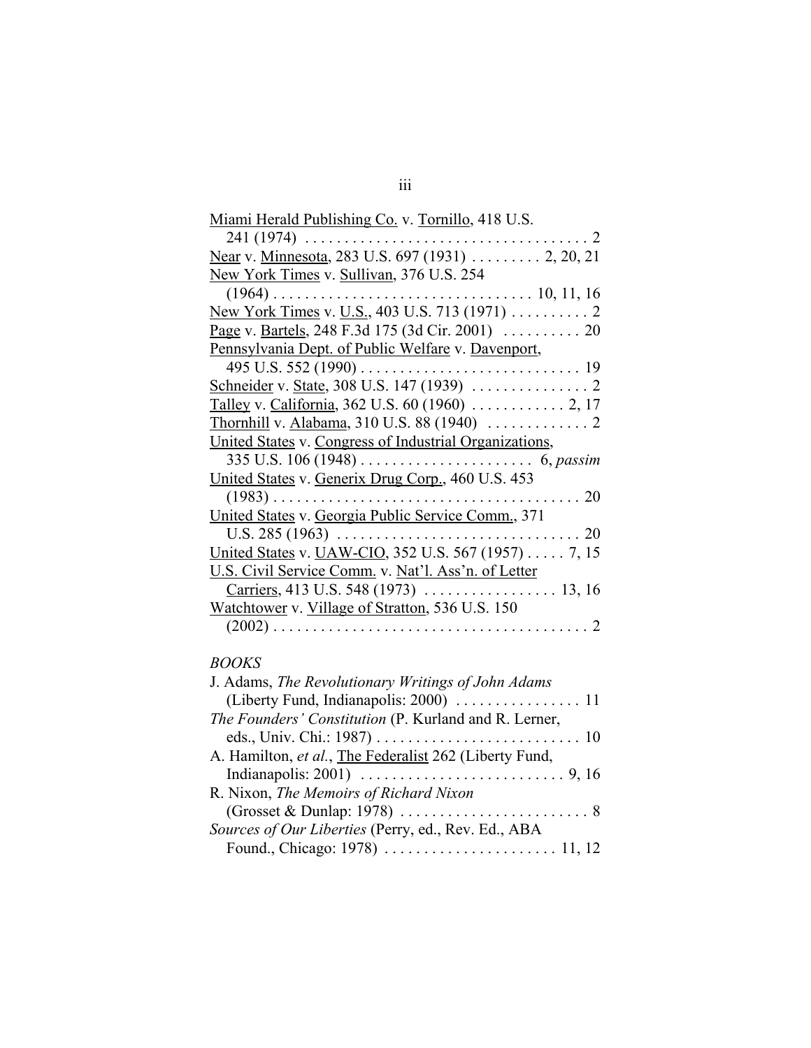Miami Herald Publishing Co. v. Tornillo, 418 U.S. 241 (1974) . . . . . . . . . . . . . . . . . . . . . . . . . . . . . . . . . . . 2

Near v. Minnesota, 283 U.S. 697 (1931) . . . . . . . . . 2, 20, 21

New York Times v. Sullivan, 376 U.S. 254 (1964) . . . . . . . . . . . . . . . . . . . . . . . . . . . . . . . . 10, 11, 16

New York Times v. U.S., 403 U.S. 713 (1971) . . . . . . . . . . 2

Page v. Bartels, 248 F.3d 175 (3d Cir. 2001) . . . . . . . . . . 20

Pennsylvania Dept. of Public Welfare v. Davenport, 495 U.S. 552 (1990) . . . . . . . . . . . . . . . . . . . . . . . . . . . . 19

Schneider v. State, 308 U.S. 147 (1939) . . . . . . . . . . . . . . . 2

Talley v. California, 362 U.S. 60 (1960) . . . . . . . . . . . . 2, 17

Thornhill v. Alabama, 310 U.S. 88 (1940) . . . . . . . . . . . . . 2

United States v. Congress of Industrial Organizations, 335 U.S. 106 (1948) . . . . . . . . . . . . . . . . . . . . . . 6, *passim*

United States v. Generix Drug Corp., 460 U.S. 453 (1983) . . . . . . . . . . . . . . . . . . . . . . . . . . . . . . . . . . . . . . . 20

United States v. Georgia Public Service Comm., 371 U.S. 285 (1963) . . . . . . . . . . . . . . . . . . . . . . . . . . . . . . . 20

United States v. UAW-CIO, 352 U.S. 567 (1957) . . . . . 7, 15

U.S. Civil Service Comm. v. Nat'l. Ass'n. of Letter Carriers, 413 U.S. 548 (1973) . . . . . . . . . . . . . . . . . 13, 16

Watchtower v. Village of Stratton, 536 U.S. 150 (2002) . . . . . . . . . . . . . . . . . . . . . . . . . . . . . . . . . . . . . . . 2

*BOOKS*

J. Adams, *The Revolutionary Writings of John Adams* (Liberty Fund, Indianapolis: 2000) . . . . . . . . . . . . . . . . 11

*The Founders' Constitution* (P. Kurland and R. Lerner, eds., Univ. Chi.: 1987) . . . . . . . . . . . . . . . . . . . . . . . . . . 10

A. Hamilton, *et al.*, The Federalist 262 (Liberty Fund, Indianapolis: 2001) . . . . . . . . . . . . . . . . . . . . . . . . . . 9, 16

R. Nixon, *The Memoirs of Richard Nixon* (Grosset & Dunlap: 1978) . . . . . . . . . . . . . . . . . . . . . . . . 8

*Sources of Our Liberties* (Perry, ed., Rev. Ed., ABA Found., Chicago: 1978) . . . . . . . . . . . . . . . . . . . . . . 11, 12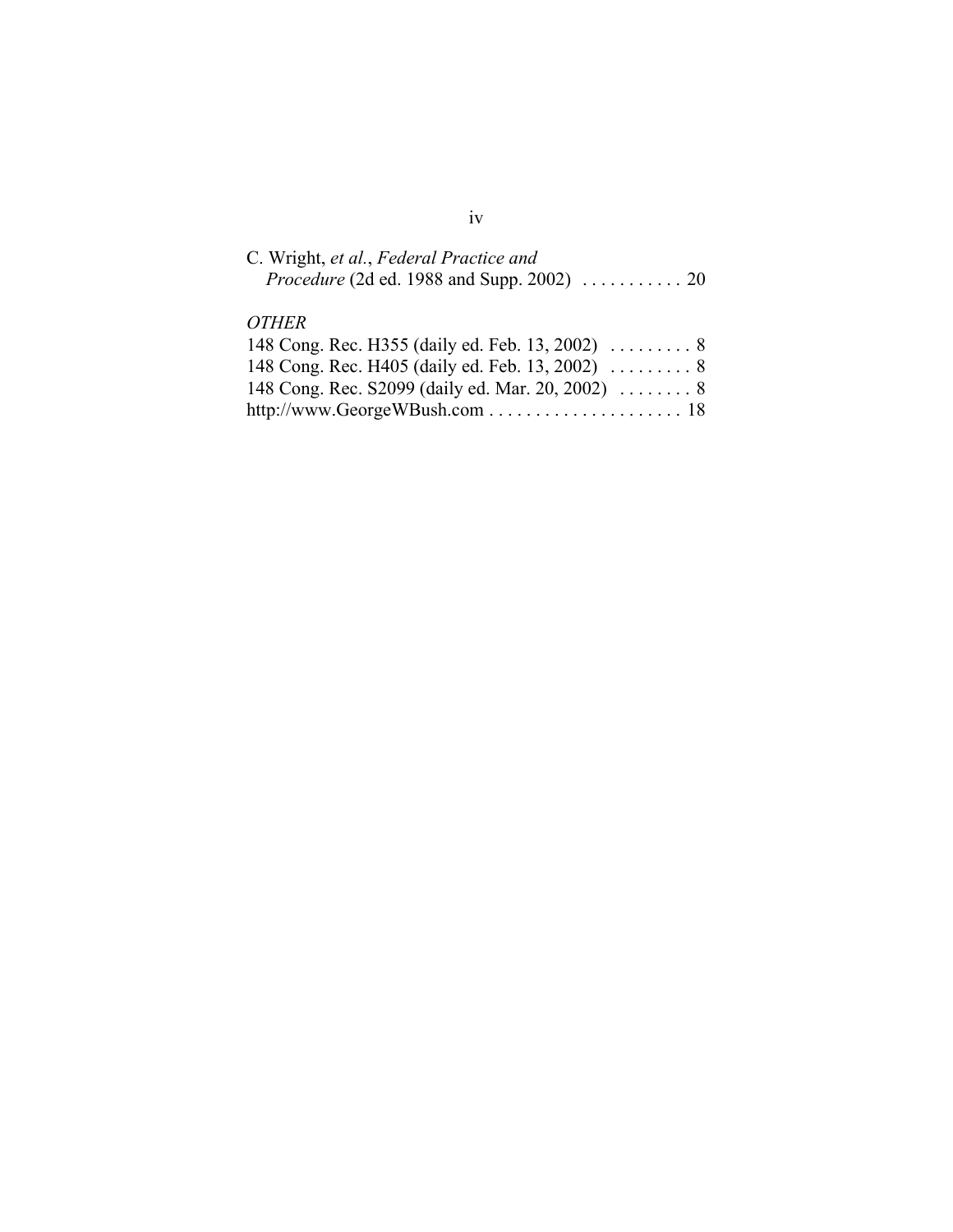C. Wright, *et al.*, *Federal Practice and Procedure* (2d ed. 1988 and Supp. 2002) . . . . . . . . . . . 20

*OTHER*

148 Cong. Rec. H355 (daily ed. Feb. 13, 2002) . . . . . . . . . 8
148 Cong. Rec. H405 (daily ed. Feb. 13, 2002) . . . . . . . . . 8
148 Cong. Rec. S2099 (daily ed. Mar. 20, 2002) . . . . . . . . 8
http://www.GeorgeWBush.com . . . . . . . . . . . . . . . . . . . . . 18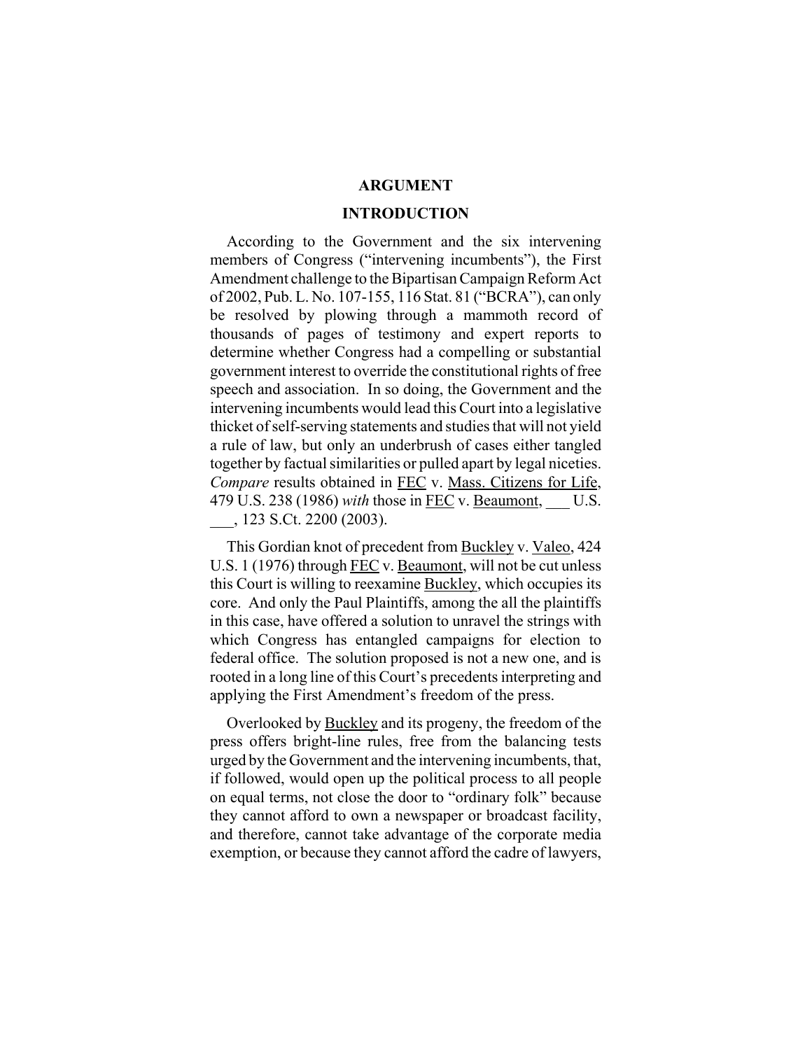## ARGUMENT

## INTRODUCTION

According to the Government and the six intervening members of Congress ("intervening incumbents"), the First Amendment challenge to the Bipartisan Campaign Reform Act of 2002, Pub. L. No. 107-155, 116 Stat. 81 ("BCRA"), can only be resolved by plowing through a mammoth record of thousands of pages of testimony and expert reports to determine whether Congress had a compelling or substantial government interest to override the constitutional rights of free speech and association. In so doing, the Government and the intervening incumbents would lead this Court into a legislative thicket of self-serving statements and studies that will not yield a rule of law, but only an underbrush of cases either tangled together by factual similarities or pulled apart by legal niceties. *Compare* results obtained in FEC v. Mass. Citizens for Life, 479 U.S. 238 (1986) *with* those in FEC v. Beaumont, ___ U.S. ___, 123 S.Ct. 2200 (2003).

This Gordian knot of precedent from Buckley v. Valeo, 424 U.S. 1 (1976) through FEC v. Beaumont, will not be cut unless this Court is willing to reexamine Buckley, which occupies its core. And only the Paul Plaintiffs, among the all the plaintiffs in this case, have offered a solution to unravel the strings with which Congress has entangled campaigns for election to federal office. The solution proposed is not a new one, and is rooted in a long line of this Court's precedents interpreting and applying the First Amendment's freedom of the press.

Overlooked by Buckley and its progeny, the freedom of the press offers bright-line rules, free from the balancing tests urged by the Government and the intervening incumbents, that, if followed, would open up the political process to all people on equal terms, not close the door to "ordinary folk" because they cannot afford to own a newspaper or broadcast facility, and therefore, cannot take advantage of the corporate media exemption, or because they cannot afford the cadre of lawyers,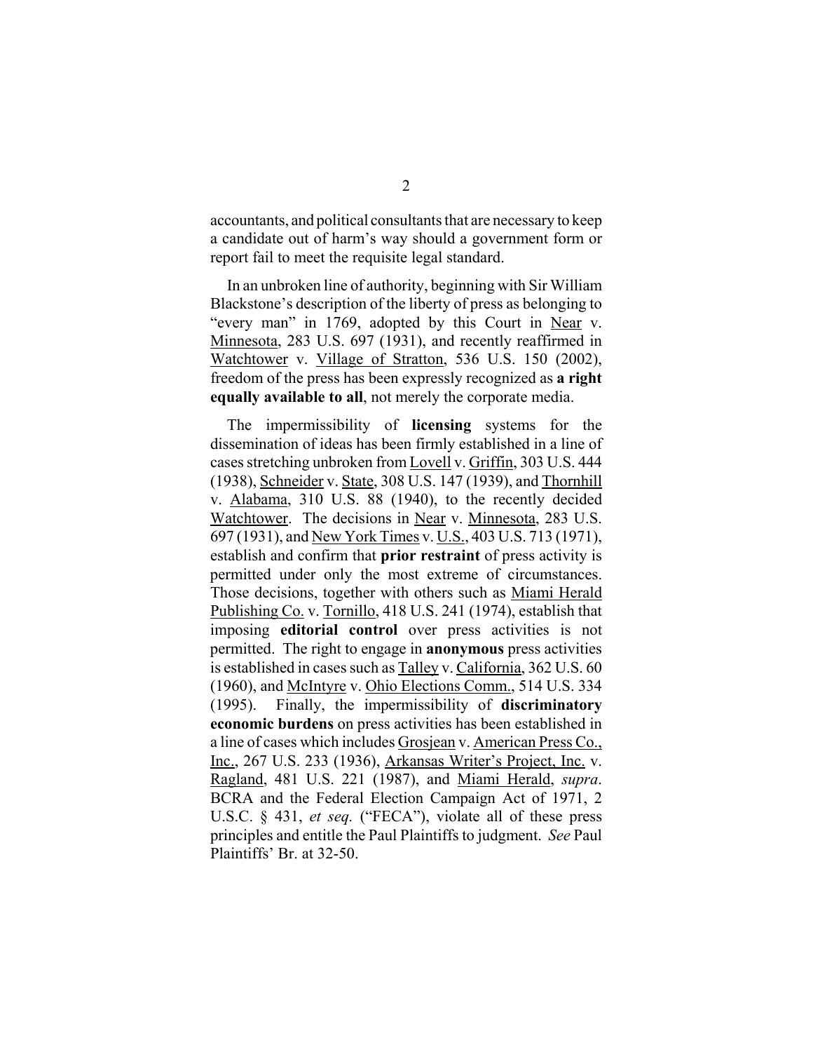accountants, and political consultants that are necessary to keep a candidate out of harm's way should a government form or report fail to meet the requisite legal standard.

In an unbroken line of authority, beginning with Sir William Blackstone's description of the liberty of press as belonging to "every man" in 1769, adopted by this Court in Near v. Minnesota, 283 U.S. 697 (1931), and recently reaffirmed in Watchtower v. Village of Stratton, 536 U.S. 150 (2002), freedom of the press has been expressly recognized as **a right equally available to all**, not merely the corporate media.

The impermissibility of **licensing** systems for the dissemination of ideas has been firmly established in a line of cases stretching unbroken from Lovell v. Griffin, 303 U.S. 444 (1938), Schneider v. State, 308 U.S. 147 (1939), and Thornhill v. Alabama, 310 U.S. 88 (1940), to the recently decided Watchtower. The decisions in Near v. Minnesota, 283 U.S. 697 (1931), and New York Times v. U.S., 403 U.S. 713 (1971), establish and confirm that **prior restraint** of press activity is permitted under only the most extreme of circumstances. Those decisions, together with others such as Miami Herald Publishing Co. v. Tornillo, 418 U.S. 241 (1974), establish that imposing **editorial control** over press activities is not permitted. The right to engage in **anonymous** press activities is established in cases such as Talley v. California, 362 U.S. 60 (1960), and McIntyre v. Ohio Elections Comm., 514 U.S. 334 (1995). Finally, the impermissibility of **discriminatory economic burdens** on press activities has been established in a line of cases which includes Grosjean v. American Press Co., Inc., 267 U.S. 233 (1936), Arkansas Writer's Project, Inc. v. Ragland, 481 U.S. 221 (1987), and Miami Herald, *supra*. BCRA and the Federal Election Campaign Act of 1971, 2 U.S.C. § 431, *et seq.* ("FECA"), violate all of these press principles and entitle the Paul Plaintiffs to judgment. *See* Paul Plaintiffs' Br. at 32-50.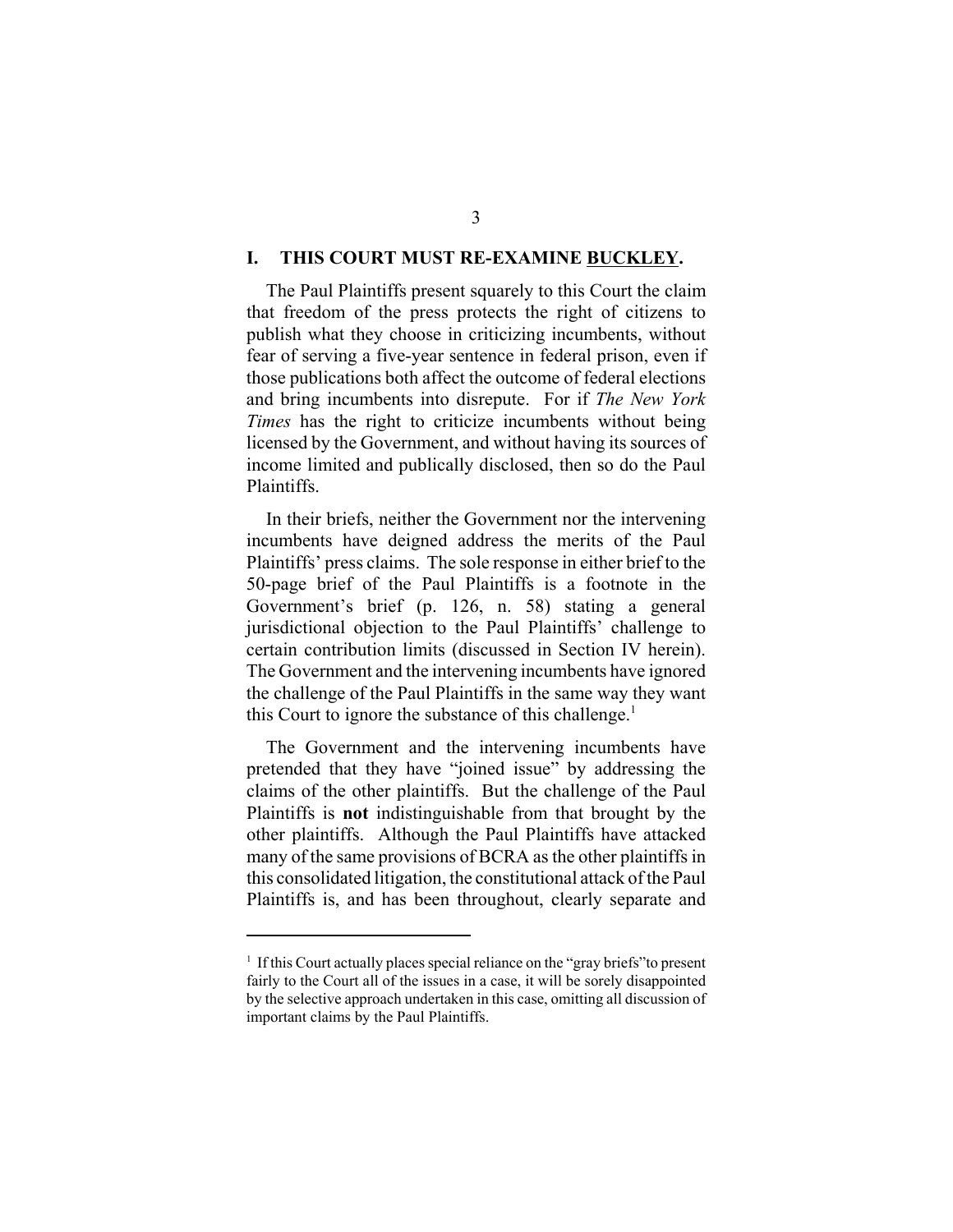## I. THIS COURT MUST RE-EXAMINE BUCKLEY.

The Paul Plaintiffs present squarely to this Court the claim that freedom of the press protects the right of citizens to publish what they choose in criticizing incumbents, without fear of serving a five-year sentence in federal prison, even if those publications both affect the outcome of federal elections and bring incumbents into disrepute. For if *The New York Times* has the right to criticize incumbents without being licensed by the Government, and without having its sources of income limited and publically disclosed, then so do the Paul Plaintiffs.

In their briefs, neither the Government nor the intervening incumbents have deigned address the merits of the Paul Plaintiffs' press claims. The sole response in either brief to the 50-page brief of the Paul Plaintiffs is a footnote in the Government's brief (p. 126, n. 58) stating a general jurisdictional objection to the Paul Plaintiffs' challenge to certain contribution limits (discussed in Section IV herein). The Government and the intervening incumbents have ignored the challenge of the Paul Plaintiffs in the same way they want this Court to ignore the substance of this challenge.[1]

The Government and the intervening incumbents have pretended that they have "joined issue" by addressing the claims of the other plaintiffs. But the challenge of the Paul Plaintiffs is **not** indistinguishable from that brought by the other plaintiffs. Although the Paul Plaintiffs have attacked many of the same provisions of BCRA as the other plaintiffs in this consolidated litigation, the constitutional attack of the Paul Plaintiffs is, and has been throughout, clearly separate and

---

[1] If this Court actually places special reliance on the "gray briefs"to present fairly to the Court all of the issues in a case, it will be sorely disappointed by the selective approach undertaken in this case, omitting all discussion of important claims by the Paul Plaintiffs.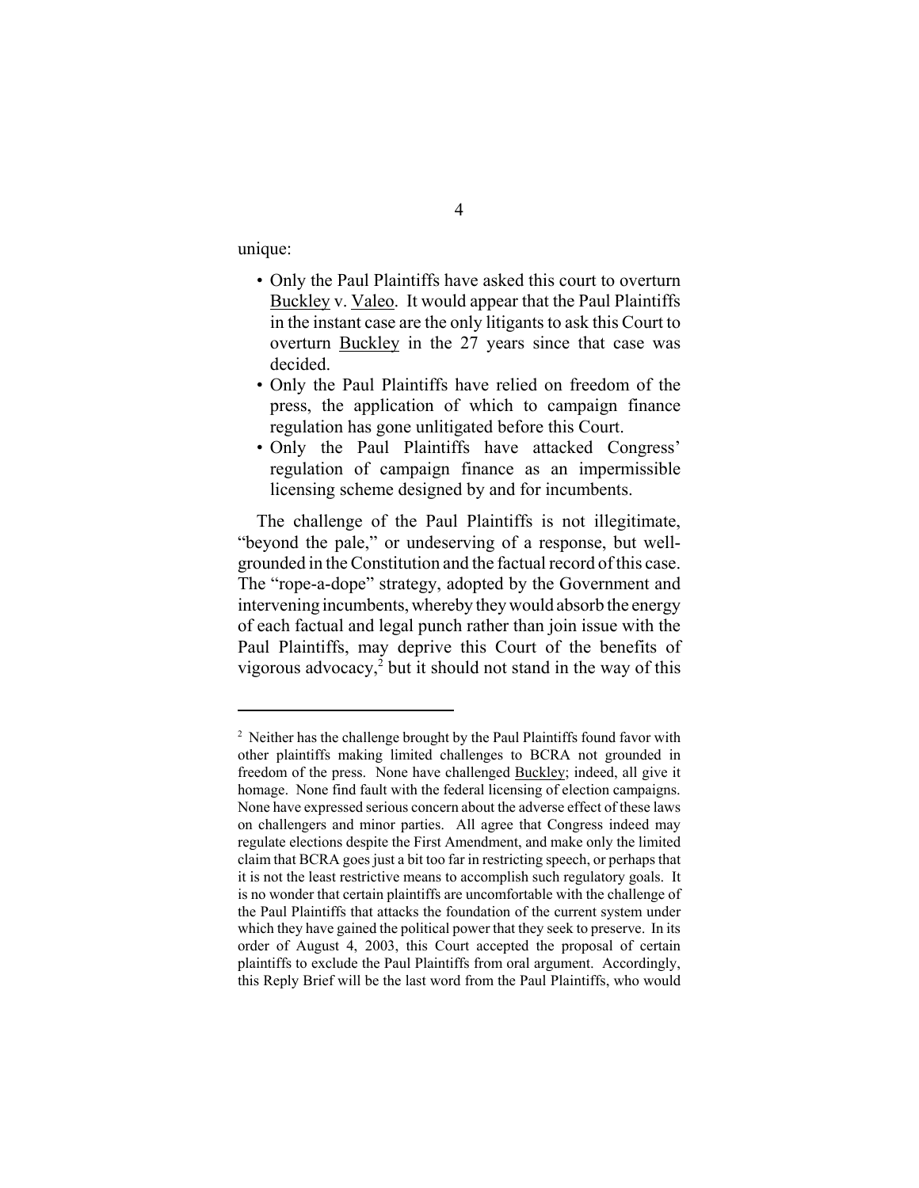unique:

- Only the Paul Plaintiffs have asked this court to overturn Buckley v. Valeo. It would appear that the Paul Plaintiffs in the instant case are the only litigants to ask this Court to overturn Buckley in the 27 years since that case was decided.
- Only the Paul Plaintiffs have relied on freedom of the press, the application of which to campaign finance regulation has gone unlitigated before this Court.
- Only the Paul Plaintiffs have attacked Congress' regulation of campaign finance as an impermissible licensing scheme designed by and for incumbents.

The challenge of the Paul Plaintiffs is not illegitimate, "beyond the pale," or undeserving of a response, but well-grounded in the Constitution and the factual record of this case. The "rope-a-dope" strategy, adopted by the Government and intervening incumbents, whereby they would absorb the energy of each factual and legal punch rather than join issue with the Paul Plaintiffs, may deprive this Court of the benefits of vigorous advocacy,[2] but it should not stand in the way of this

---

[2] Neither has the challenge brought by the Paul Plaintiffs found favor with other plaintiffs making limited challenges to BCRA not grounded in freedom of the press. None have challenged Buckley; indeed, all give it homage. None find fault with the federal licensing of election campaigns. None have expressed serious concern about the adverse effect of these laws on challengers and minor parties. All agree that Congress indeed may regulate elections despite the First Amendment, and make only the limited claim that BCRA goes just a bit too far in restricting speech, or perhaps that it is not the least restrictive means to accomplish such regulatory goals. It is no wonder that certain plaintiffs are uncomfortable with the challenge of the Paul Plaintiffs that attacks the foundation of the current system under which they have gained the political power that they seek to preserve. In its order of August 4, 2003, this Court accepted the proposal of certain plaintiffs to exclude the Paul Plaintiffs from oral argument. Accordingly, this Reply Brief will be the last word from the Paul Plaintiffs, who would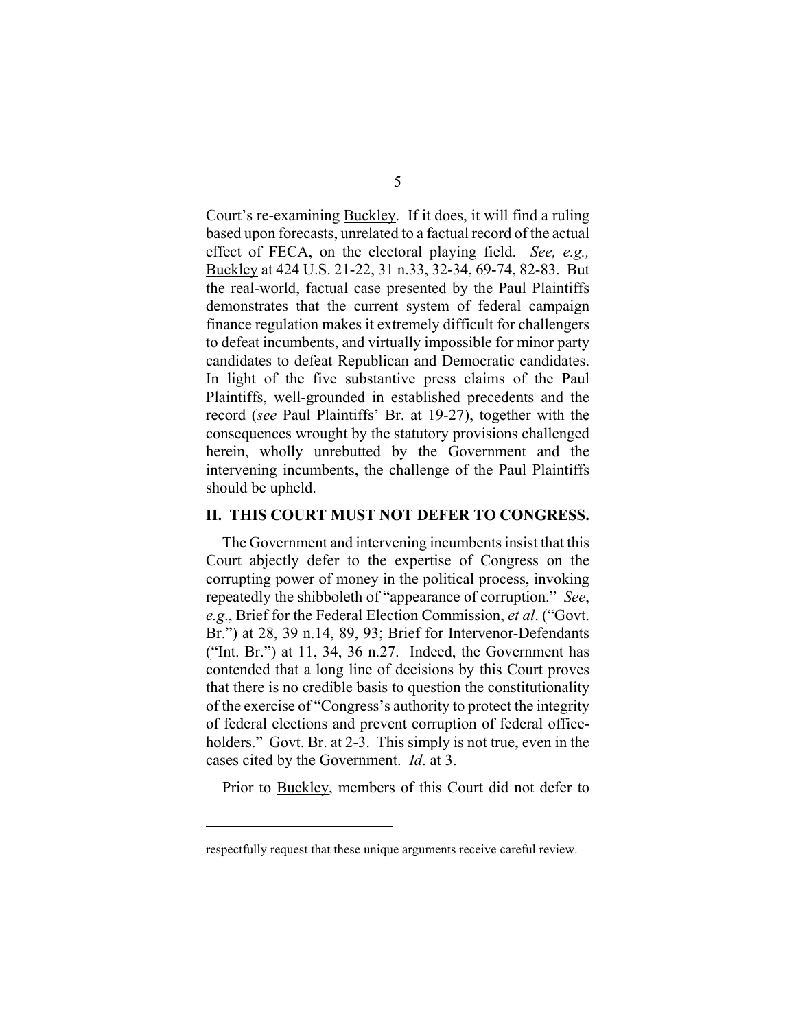Court's re-examining Buckley. If it does, it will find a ruling based upon forecasts, unrelated to a factual record of the actual effect of FECA, on the electoral playing field. *See, e.g.,* Buckley at 424 U.S. 21-22, 31 n.33, 32-34, 69-74, 82-83. But the real-world, factual case presented by the Paul Plaintiffs demonstrates that the current system of federal campaign finance regulation makes it extremely difficult for challengers to defeat incumbents, and virtually impossible for minor party candidates to defeat Republican and Democratic candidates. In light of the five substantive press claims of the Paul Plaintiffs, well-grounded in established precedents and the record (*see* Paul Plaintiffs' Br. at 19-27), together with the consequences wrought by the statutory provisions challenged herein, wholly unrebutted by the Government and the intervening incumbents, the challenge of the Paul Plaintiffs should be upheld.

## II. THIS COURT MUST NOT DEFER TO CONGRESS.

The Government and intervening incumbents insist that this Court abjectly defer to the expertise of Congress on the corrupting power of money in the political process, invoking repeatedly the shibboleth of "appearance of corruption." *See*, *e.g*., Brief for the Federal Election Commission, *et al*. ("Govt. Br.") at 28, 39 n.14, 89, 93; Brief for Intervenor-Defendants ("Int. Br.") at 11, 34, 36 n.27. Indeed, the Government has contended that a long line of decisions by this Court proves that there is no credible basis to question the constitutionality of the exercise of "Congress's authority to protect the integrity of federal elections and prevent corruption of federal office-holders." Govt. Br. at 2-3. This simply is not true, even in the cases cited by the Government. *Id*. at 3.

Prior to Buckley, members of this Court did not defer to

---

respectfully request that these unique arguments receive careful review.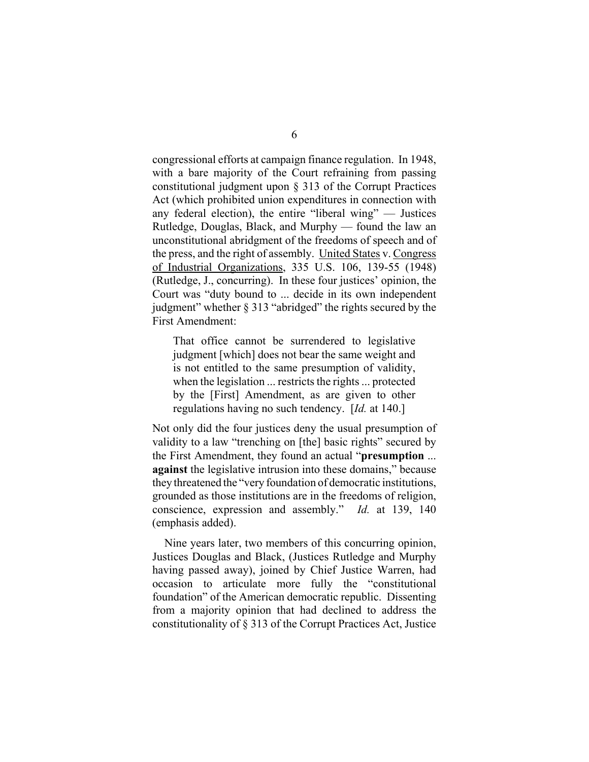congressional efforts at campaign finance regulation. In 1948, with a bare majority of the Court refraining from passing constitutional judgment upon § 313 of the Corrupt Practices Act (which prohibited union expenditures in connection with any federal election), the entire "liberal wing" — Justices Rutledge, Douglas, Black, and Murphy — found the law an unconstitutional abridgment of the freedoms of speech and of the press, and the right of assembly. United States v. Congress of Industrial Organizations, 335 U.S. 106, 139-55 (1948) (Rutledge, J., concurring). In these four justices' opinion, the Court was "duty bound to ... decide in its own independent judgment" whether § 313 "abridged" the rights secured by the First Amendment:

> That office cannot be surrendered to legislative judgment [which] does not bear the same weight and is not entitled to the same presumption of validity, when the legislation ... restricts the rights ... protected by the [First] Amendment, as are given to other regulations having no such tendency. [*Id.* at 140.]

Not only did the four justices deny the usual presumption of validity to a law "trenching on [the] basic rights" secured by the First Amendment, they found an actual "**presumption** ... **against** the legislative intrusion into these domains," because they threatened the "very foundation of democratic institutions, grounded as those institutions are in the freedoms of religion, conscience, expression and assembly." *Id.* at 139, 140 (emphasis added).

Nine years later, two members of this concurring opinion, Justices Douglas and Black, (Justices Rutledge and Murphy having passed away), joined by Chief Justice Warren, had occasion to articulate more fully the "constitutional foundation" of the American democratic republic. Dissenting from a majority opinion that had declined to address the constitutionality of § 313 of the Corrupt Practices Act, Justice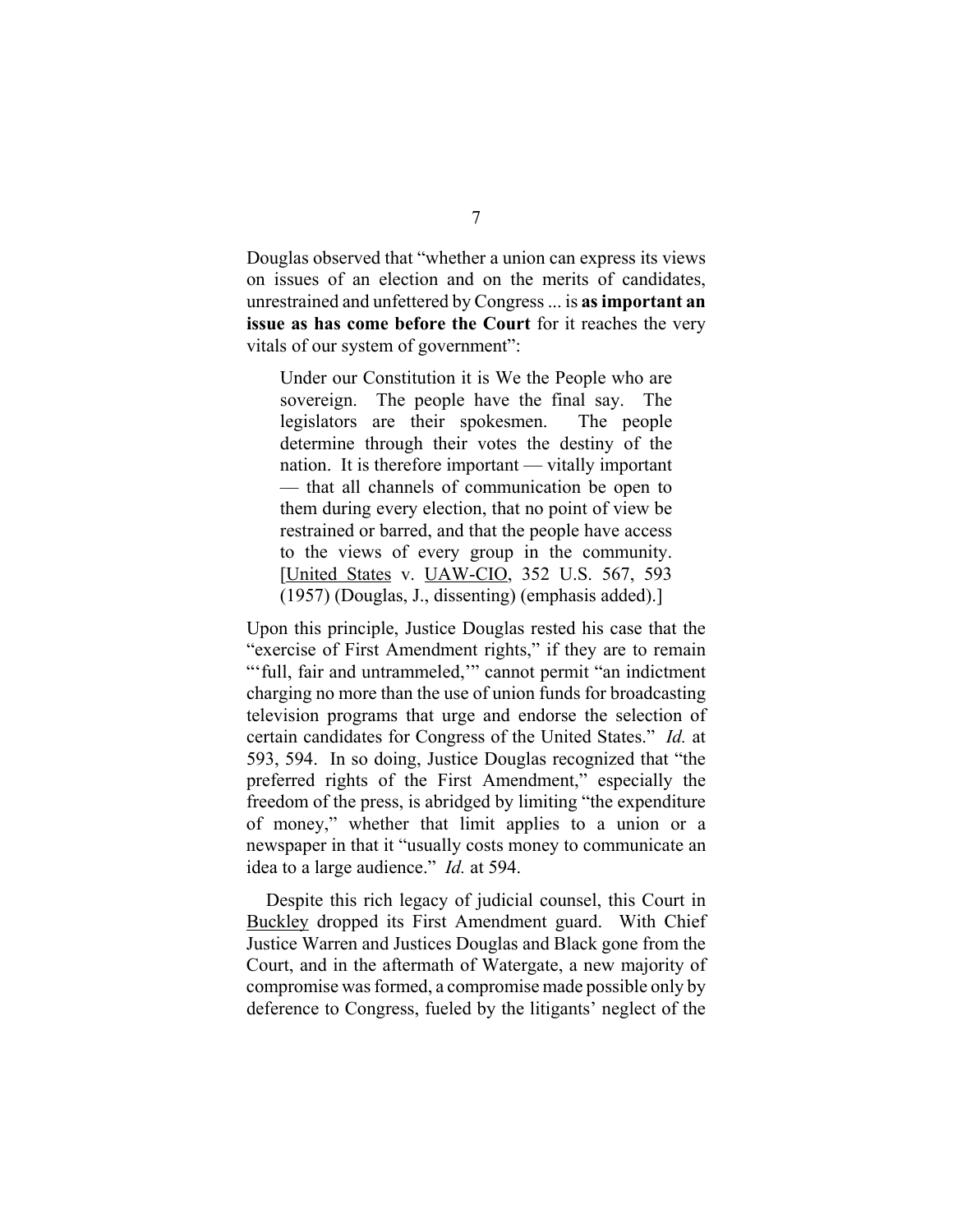Douglas observed that "whether a union can express its views on issues of an election and on the merits of candidates, unrestrained and unfettered by Congress ... is **as important an issue as has come before the Court** for it reaches the very vitals of our system of government":

> Under our Constitution it is We the People who are sovereign. The people have the final say. The legislators are their spokesmen. The people determine through their votes the destiny of the nation. It is therefore important — vitally important — that all channels of communication be open to them during every election, that no point of view be restrained or barred, and that the people have access to the views of every group in the community. [United States v. UAW-CIO, 352 U.S. 567, 593 (1957) (Douglas, J., dissenting) (emphasis added).]

Upon this principle, Justice Douglas rested his case that the "exercise of First Amendment rights," if they are to remain "'full, fair and untrammeled,'" cannot permit "an indictment charging no more than the use of union funds for broadcasting television programs that urge and endorse the selection of certain candidates for Congress of the United States." *Id.* at 593, 594. In so doing, Justice Douglas recognized that "the preferred rights of the First Amendment," especially the freedom of the press, is abridged by limiting "the expenditure of money," whether that limit applies to a union or a newspaper in that it "usually costs money to communicate an idea to a large audience." *Id.* at 594.

Despite this rich legacy of judicial counsel, this Court in Buckley dropped its First Amendment guard. With Chief Justice Warren and Justices Douglas and Black gone from the Court, and in the aftermath of Watergate, a new majority of compromise was formed, a compromise made possible only by deference to Congress, fueled by the litigants' neglect of the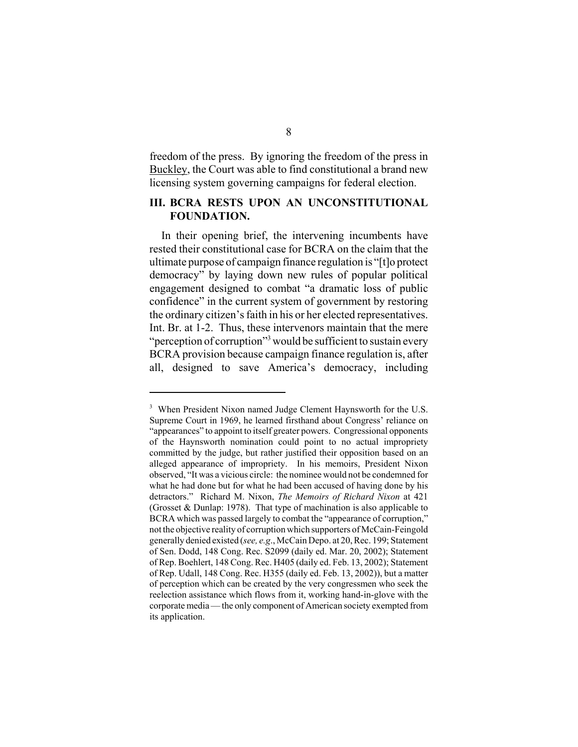freedom of the press. By ignoring the freedom of the press in Buckley, the Court was able to find constitutional a brand new licensing system governing campaigns for federal election.

## III. BCRA RESTS UPON AN UNCONSTITUTIONAL FOUNDATION.

In their opening brief, the intervening incumbents have rested their constitutional case for BCRA on the claim that the ultimate purpose of campaign finance regulation is "[t]o protect democracy" by laying down new rules of popular political engagement designed to combat "a dramatic loss of public confidence" in the current system of government by restoring the ordinary citizen's faith in his or her elected representatives. Int. Br. at 1-2. Thus, these intervenors maintain that the mere "perception of corruption"[3] would be sufficient to sustain every BCRA provision because campaign finance regulation is, after all, designed to save America's democracy, including

---

[3] When President Nixon named Judge Clement Haynsworth for the U.S. Supreme Court in 1969, he learned firsthand about Congress' reliance on "appearances" to appoint to itself greater powers. Congressional opponents of the Haynsworth nomination could point to no actual impropriety committed by the judge, but rather justified their opposition based on an alleged appearance of impropriety. In his memoirs, President Nixon observed, "It was a vicious circle: the nominee would not be condemned for what he had done but for what he had been accused of having done by his detractors." Richard M. Nixon, *The Memoirs of Richard Nixon* at 421 (Grosset & Dunlap: 1978). That type of machination is also applicable to BCRA which was passed largely to combat the "appearance of corruption," not the objective reality of corruption which supporters of McCain-Feingold generally denied existed (*see, e.g*., McCain Depo. at 20, Rec. 199; Statement of Sen. Dodd, 148 Cong. Rec. S2099 (daily ed. Mar. 20, 2002); Statement of Rep. Boehlert, 148 Cong. Rec. H405 (daily ed. Feb. 13, 2002); Statement of Rep. Udall, 148 Cong. Rec. H355 (daily ed. Feb. 13, 2002)), but a matter of perception which can be created by the very congressmen who seek the reelection assistance which flows from it, working hand-in-glove with the corporate media — the only component of American society exempted from its application.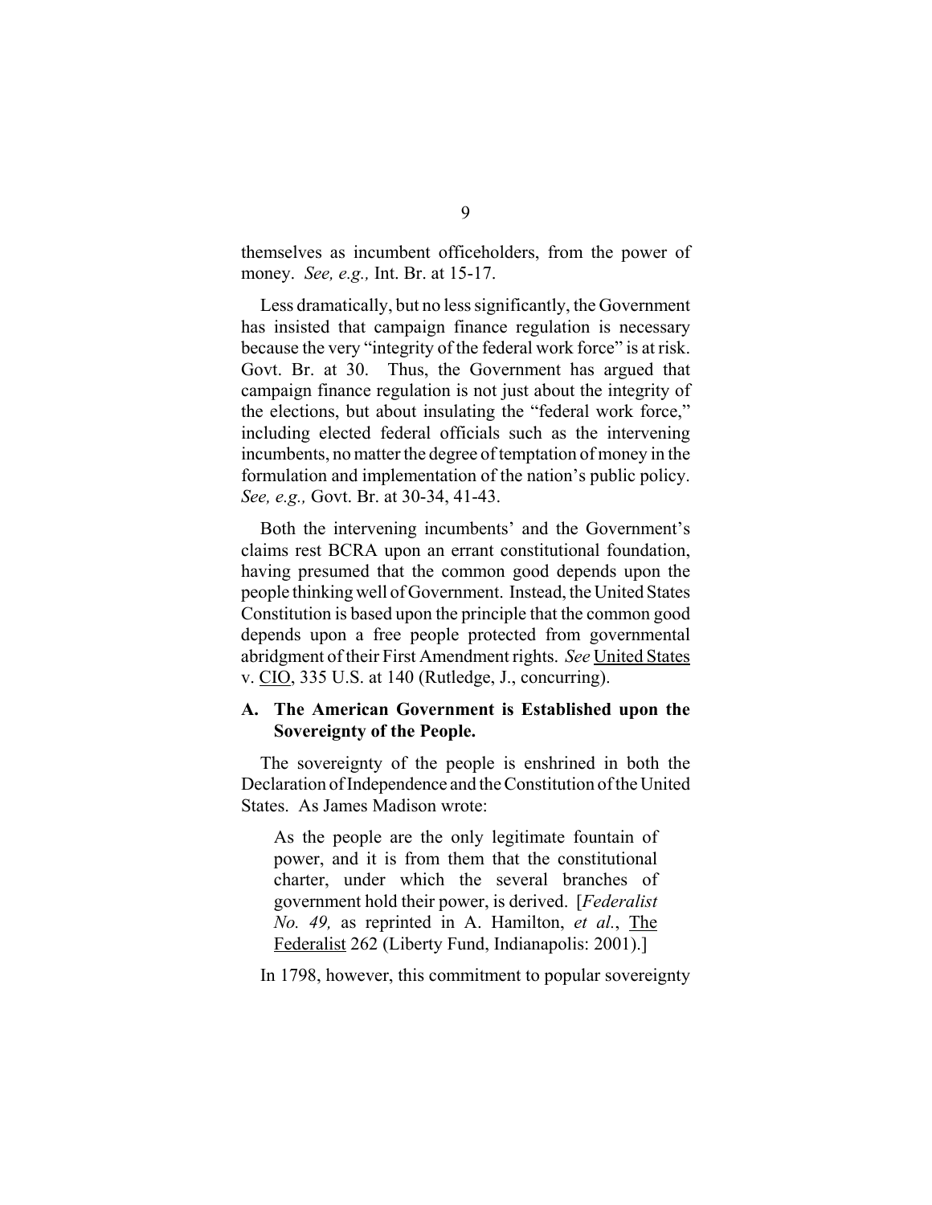themselves as incumbent officeholders, from the power of money. *See, e.g.,* Int. Br. at 15-17.

Less dramatically, but no less significantly, the Government has insisted that campaign finance regulation is necessary because the very "integrity of the federal work force" is at risk. Govt. Br. at 30. Thus, the Government has argued that campaign finance regulation is not just about the integrity of the elections, but about insulating the "federal work force," including elected federal officials such as the intervening incumbents, no matter the degree of temptation of money in the formulation and implementation of the nation's public policy. *See, e.g.,* Govt. Br. at 30-34, 41-43.

Both the intervening incumbents' and the Government's claims rest BCRA upon an errant constitutional foundation, having presumed that the common good depends upon the people thinking well of Government. Instead, the United States Constitution is based upon the principle that the common good depends upon a free people protected from governmental abridgment of their First Amendment rights. *See* United States v. CIO, 335 U.S. at 140 (Rutledge, J., concurring).

### A. The American Government is Established upon the Sovereignty of the People.

The sovereignty of the people is enshrined in both the Declaration of Independence and the Constitution of the United States. As James Madison wrote:

> As the people are the only legitimate fountain of power, and it is from them that the constitutional charter, under which the several branches of government hold their power, is derived. [*Federalist No. 49,* as reprinted in A. Hamilton, *et al.*, The Federalist 262 (Liberty Fund, Indianapolis: 2001).]

In 1798, however, this commitment to popular sovereignty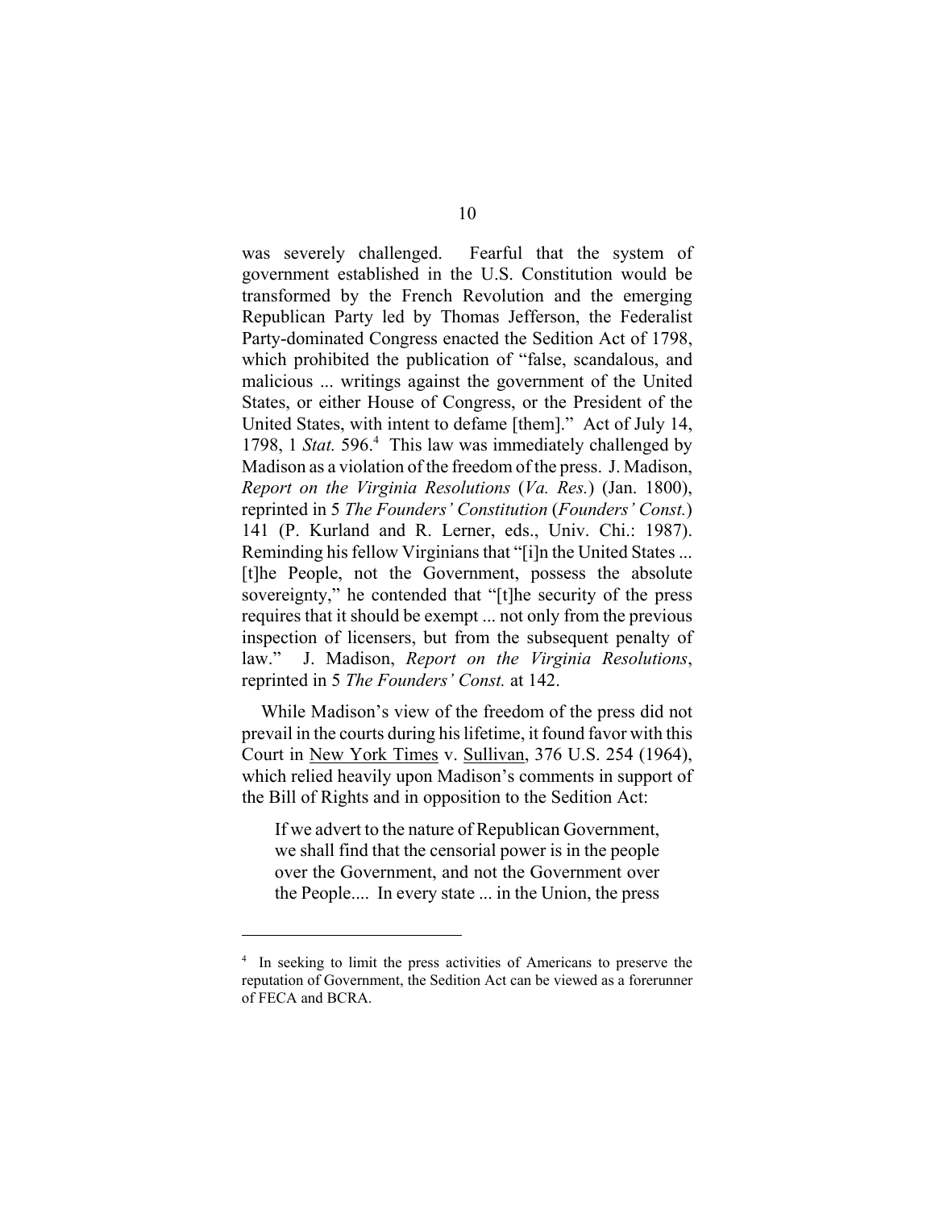was severely challenged. Fearful that the system of government established in the U.S. Constitution would be transformed by the French Revolution and the emerging Republican Party led by Thomas Jefferson, the Federalist Party-dominated Congress enacted the Sedition Act of 1798, which prohibited the publication of "false, scandalous, and malicious ... writings against the government of the United States, or either House of Congress, or the President of the United States, with intent to defame [them]." Act of July 14, 1798, 1 *Stat.* 596.[4] This law was immediately challenged by Madison as a violation of the freedom of the press. J. Madison, *Report on the Virginia Resolutions* (*Va. Res.*) (Jan. 1800), reprinted in 5 *The Founders' Constitution* (*Founders' Const.*) 141 (P. Kurland and R. Lerner, eds., Univ. Chi.: 1987). Reminding his fellow Virginians that "[i]n the United States ... [t]he People, not the Government, possess the absolute sovereignty," he contended that "[t]he security of the press requires that it should be exempt ... not only from the previous inspection of licensers, but from the subsequent penalty of law." J. Madison, *Report on the Virginia Resolutions*, reprinted in 5 *The Founders' Const.* at 142.

While Madison's view of the freedom of the press did not prevail in the courts during his lifetime, it found favor with this Court in New York Times v. Sullivan, 376 U.S. 254 (1964), which relied heavily upon Madison's comments in support of the Bill of Rights and in opposition to the Sedition Act:

> If we advert to the nature of Republican Government, we shall find that the censorial power is in the people over the Government, and not the Government over the People.... In every state ... in the Union, the press

---

[4] In seeking to limit the press activities of Americans to preserve the reputation of Government, the Sedition Act can be viewed as a forerunner of FECA and BCRA.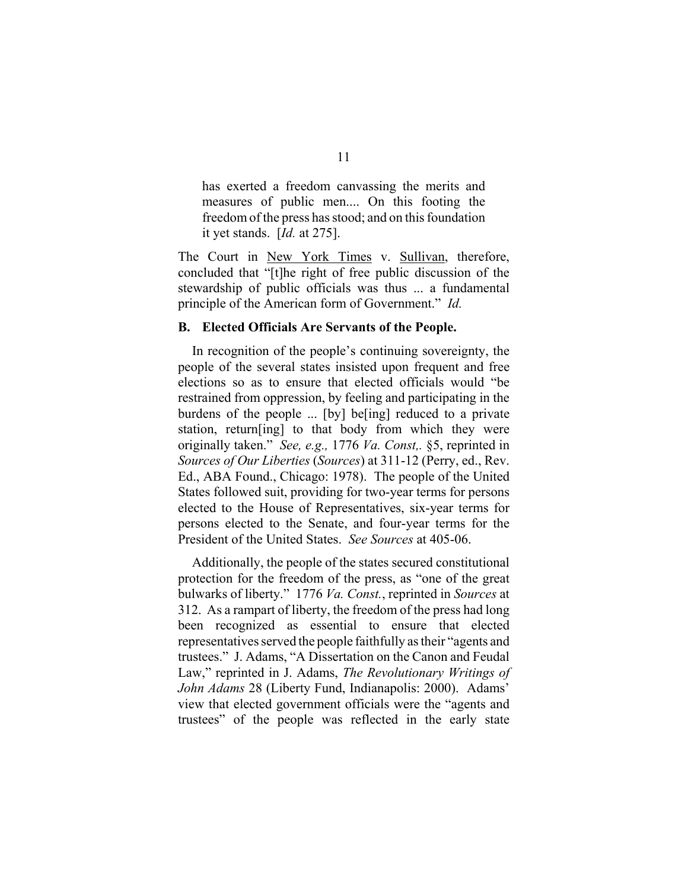> has exerted a freedom canvassing the merits and measures of public men.... On this footing the freedom of the press has stood; and on this foundation it yet stands. [*Id.* at 275].

The Court in New York Times v. Sullivan, therefore, concluded that "[t]he right of free public discussion of the stewardship of public officials was thus ... a fundamental principle of the American form of Government." *Id.*

### B. Elected Officials Are Servants of the People.

In recognition of the people's continuing sovereignty, the people of the several states insisted upon frequent and free elections so as to ensure that elected officials would "be restrained from oppression, by feeling and participating in the burdens of the people ... [by] be[ing] reduced to a private station, return[ing] to that body from which they were originally taken." *See, e.g.,* 1776 *Va. Const,.* §5, reprinted in *Sources of Our Liberties* (*Sources*) at 311-12 (Perry, ed., Rev. Ed., ABA Found., Chicago: 1978). The people of the United States followed suit, providing for two-year terms for persons elected to the House of Representatives, six-year terms for persons elected to the Senate, and four-year terms for the President of the United States. *See Sources* at 405-06.

Additionally, the people of the states secured constitutional protection for the freedom of the press, as "one of the great bulwarks of liberty." 1776 *Va. Const.*, reprinted in *Sources* at 312. As a rampart of liberty, the freedom of the press had long been recognized as essential to ensure that elected representatives served the people faithfully as their "agents and trustees." J. Adams, "A Dissertation on the Canon and Feudal Law," reprinted in J. Adams, *The Revolutionary Writings of John Adams* 28 (Liberty Fund, Indianapolis: 2000). Adams' view that elected government officials were the "agents and trustees" of the people was reflected in the early state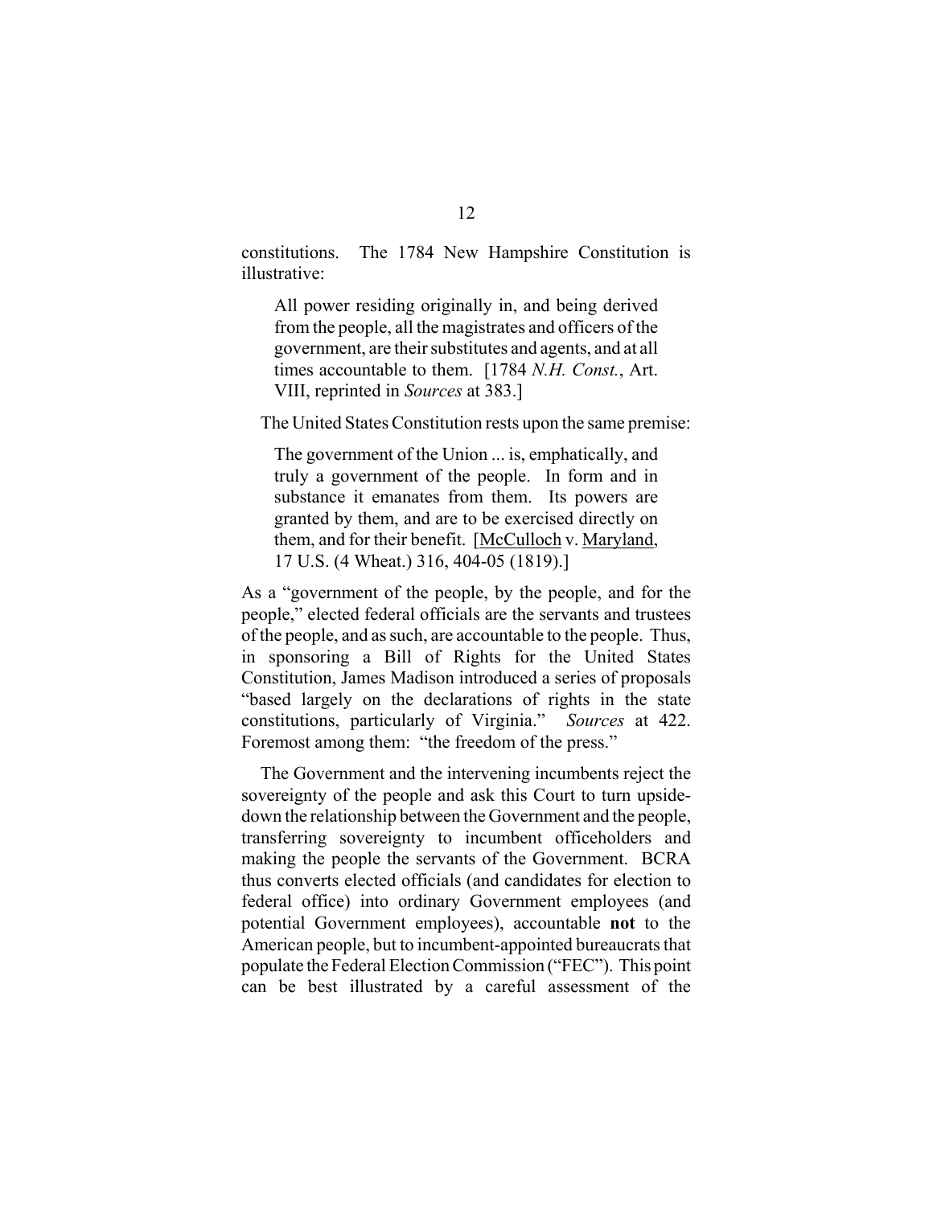constitutions. The 1784 New Hampshire Constitution is illustrative:

> All power residing originally in, and being derived from the people, all the magistrates and officers of the government, are their substitutes and agents, and at all times accountable to them. [1784 *N.H. Const.*, Art. VIII, reprinted in *Sources* at 383.]

The United States Constitution rests upon the same premise:

> The government of the Union ... is, emphatically, and truly a government of the people. In form and in substance it emanates from them. Its powers are granted by them, and are to be exercised directly on them, and for their benefit. [McCulloch v. Maryland, 17 U.S. (4 Wheat.) 316, 404-05 (1819).]

As a "government of the people, by the people, and for the people," elected federal officials are the servants and trustees of the people, and as such, are accountable to the people. Thus, in sponsoring a Bill of Rights for the United States Constitution, James Madison introduced a series of proposals "based largely on the declarations of rights in the state constitutions, particularly of Virginia." *Sources* at 422. Foremost among them: "the freedom of the press."

The Government and the intervening incumbents reject the sovereignty of the people and ask this Court to turn upside-down the relationship between the Government and the people, transferring sovereignty to incumbent officeholders and making the people the servants of the Government. BCRA thus converts elected officials (and candidates for election to federal office) into ordinary Government employees (and potential Government employees), accountable **not** to the American people, but to incumbent-appointed bureaucrats that populate the Federal Election Commission ("FEC"). This point can be best illustrated by a careful assessment of the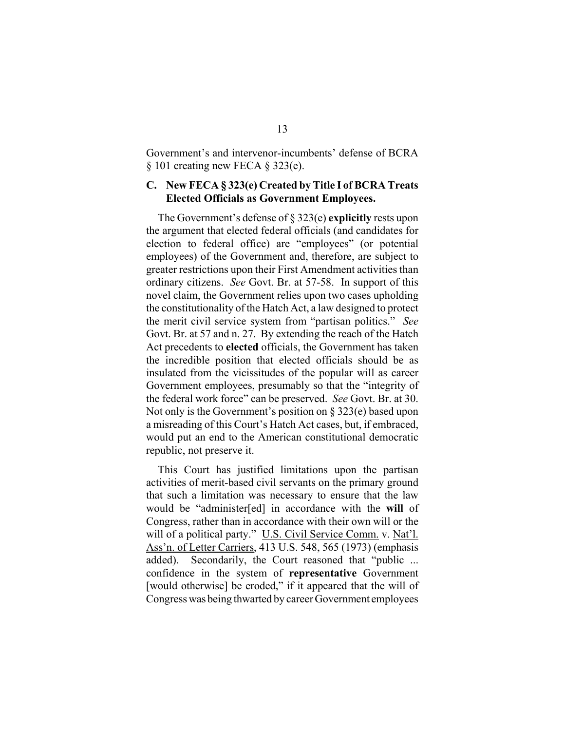Government's and intervenor-incumbents' defense of BCRA § 101 creating new FECA § 323(e).

### C. New FECA § 323(e) Created by Title I of BCRA Treats Elected Officials as Government Employees.

The Government's defense of § 323(e) **explicitly** rests upon the argument that elected federal officials (and candidates for election to federal office) are "employees" (or potential employees) of the Government and, therefore, are subject to greater restrictions upon their First Amendment activities than ordinary citizens. *See* Govt. Br. at 57-58. In support of this novel claim, the Government relies upon two cases upholding the constitutionality of the Hatch Act, a law designed to protect the merit civil service system from "partisan politics." *See* Govt. Br. at 57 and n. 27. By extending the reach of the Hatch Act precedents to **elected** officials, the Government has taken the incredible position that elected officials should be as insulated from the vicissitudes of the popular will as career Government employees, presumably so that the "integrity of the federal work force" can be preserved. *See* Govt. Br. at 30. Not only is the Government's position on § 323(e) based upon a misreading of this Court's Hatch Act cases, but, if embraced, would put an end to the American constitutional democratic republic, not preserve it.

This Court has justified limitations upon the partisan activities of merit-based civil servants on the primary ground that such a limitation was necessary to ensure that the law would be "administer[ed] in accordance with the **will** of Congress, rather than in accordance with their own will or the will of a political party." U.S. Civil Service Comm. v. Nat'l. Ass'n. of Letter Carriers, 413 U.S. 548, 565 (1973) (emphasis added). Secondarily, the Court reasoned that "public ... confidence in the system of **representative** Government [would otherwise] be eroded," if it appeared that the will of Congress was being thwarted by career Government employees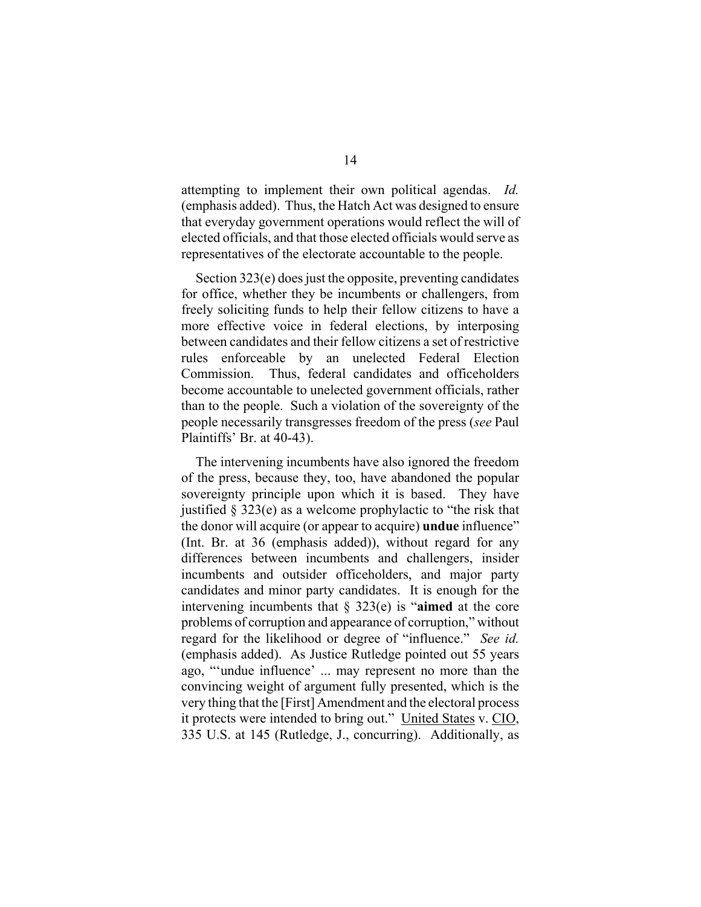attempting to implement their own political agendas. *Id.* (emphasis added). Thus, the Hatch Act was designed to ensure that everyday government operations would reflect the will of elected officials, and that those elected officials would serve as representatives of the electorate accountable to the people.

Section 323(e) does just the opposite, preventing candidates for office, whether they be incumbents or challengers, from freely soliciting funds to help their fellow citizens to have a more effective voice in federal elections, by interposing between candidates and their fellow citizens a set of restrictive rules enforceable by an unelected Federal Election Commission. Thus, federal candidates and officeholders become accountable to unelected government officials, rather than to the people. Such a violation of the sovereignty of the people necessarily transgresses freedom of the press (*see* Paul Plaintiffs' Br. at 40-43).

The intervening incumbents have also ignored the freedom of the press, because they, too, have abandoned the popular sovereignty principle upon which it is based. They have justified § 323(e) as a welcome prophylactic to "the risk that the donor will acquire (or appear to acquire) **undue** influence" (Int. Br. at 36 (emphasis added)), without regard for any differences between incumbents and challengers, insider incumbents and outsider officeholders, and major party candidates and minor party candidates. It is enough for the intervening incumbents that § 323(e) is "**aimed** at the core problems of corruption and appearance of corruption," without regard for the likelihood or degree of "influence." *See id.* (emphasis added). As Justice Rutledge pointed out 55 years ago, "'undue influence' ... may represent no more than the convincing weight of argument fully presented, which is the very thing that the [First] Amendment and the electoral process it protects were intended to bring out." United States v. CIO, 335 U.S. at 145 (Rutledge, J., concurring). Additionally, as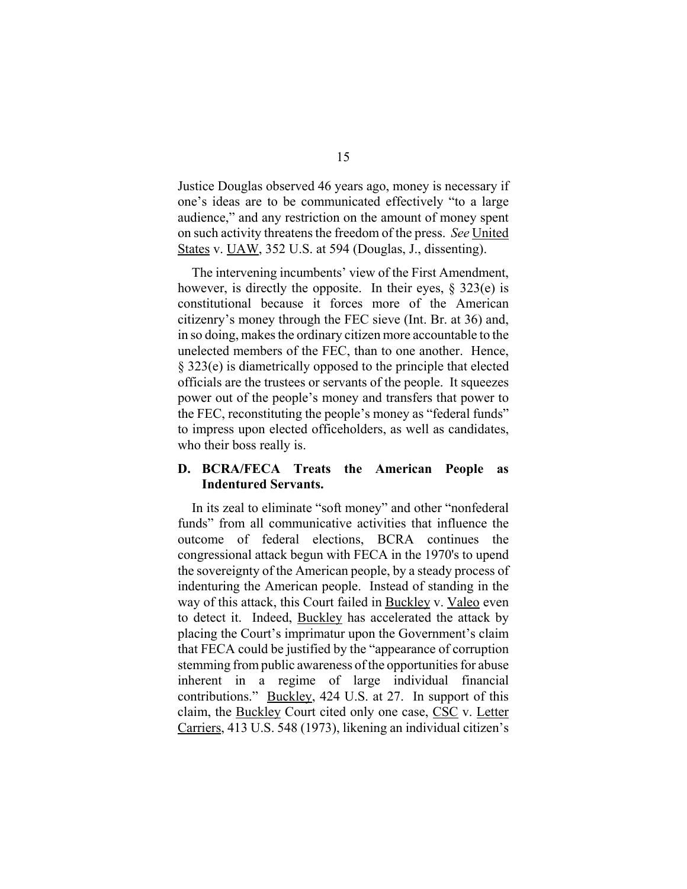Justice Douglas observed 46 years ago, money is necessary if one's ideas are to be communicated effectively "to a large audience," and any restriction on the amount of money spent on such activity threatens the freedom of the press. *See* United States v. UAW, 352 U.S. at 594 (Douglas, J., dissenting).

The intervening incumbents' view of the First Amendment, however, is directly the opposite. In their eyes, § 323(e) is constitutional because it forces more of the American citizenry's money through the FEC sieve (Int. Br. at 36) and, in so doing, makes the ordinary citizen more accountable to the unelected members of the FEC, than to one another. Hence, § 323(e) is diametrically opposed to the principle that elected officials are the trustees or servants of the people. It squeezes power out of the people's money and transfers that power to the FEC, reconstituting the people's money as "federal funds" to impress upon elected officeholders, as well as candidates, who their boss really is.

### D. BCRA/FECA Treats the American People as Indentured Servants.

In its zeal to eliminate "soft money" and other "nonfederal funds" from all communicative activities that influence the outcome of federal elections, BCRA continues the congressional attack begun with FECA in the 1970's to upend the sovereignty of the American people, by a steady process of indenturing the American people. Instead of standing in the way of this attack, this Court failed in Buckley v. Valeo even to detect it. Indeed, Buckley has accelerated the attack by placing the Court's imprimatur upon the Government's claim that FECA could be justified by the "appearance of corruption stemming from public awareness of the opportunities for abuse inherent in a regime of large individual financial contributions." Buckley, 424 U.S. at 27. In support of this claim, the Buckley Court cited only one case, CSC v. Letter Carriers, 413 U.S. 548 (1973), likening an individual citizen's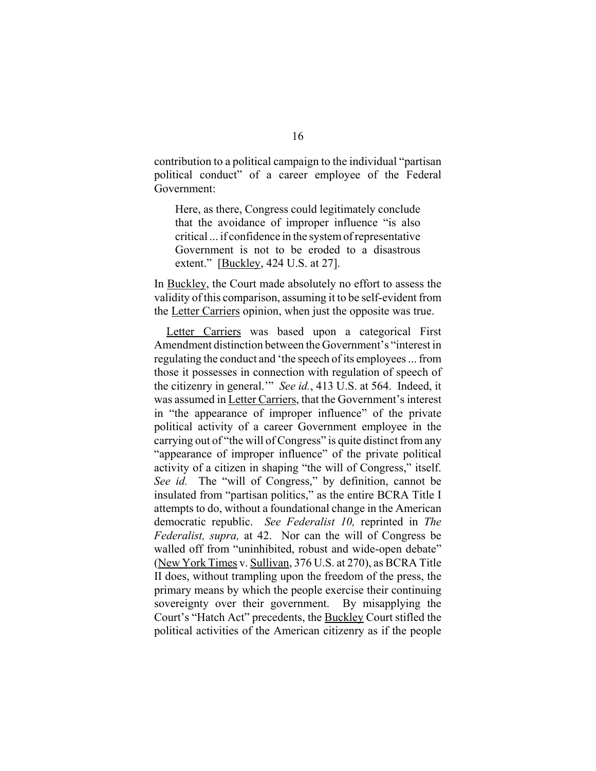contribution to a political campaign to the individual "partisan political conduct" of a career employee of the Federal Government:

> Here, as there, Congress could legitimately conclude that the avoidance of improper influence "is also critical ... if confidence in the system of representative Government is not to be eroded to a disastrous extent." [Buckley, 424 U.S. at 27].

In Buckley, the Court made absolutely no effort to assess the validity of this comparison, assuming it to be self-evident from the Letter Carriers opinion, when just the opposite was true.

Letter Carriers was based upon a categorical First Amendment distinction between the Government's "interest in regulating the conduct and 'the speech of its employees ... from those it possesses in connection with regulation of speech of the citizenry in general.'" *See id.*, 413 U.S. at 564. Indeed, it was assumed in Letter Carriers, that the Government's interest in "the appearance of improper influence" of the private political activity of a career Government employee in the carrying out of "the will of Congress" is quite distinct from any "appearance of improper influence" of the private political activity of a citizen in shaping "the will of Congress," itself. *See id.* The "will of Congress," by definition, cannot be insulated from "partisan politics," as the entire BCRA Title I attempts to do, without a foundational change in the American democratic republic. *See Federalist 10,* reprinted in *The Federalist, supra,* at 42. Nor can the will of Congress be walled off from "uninhibited, robust and wide-open debate" (New York Times v. Sullivan, 376 U.S. at 270), as BCRA Title II does, without trampling upon the freedom of the press, the primary means by which the people exercise their continuing sovereignty over their government. By misapplying the Court's "Hatch Act" precedents, the Buckley Court stifled the political activities of the American citizenry as if the people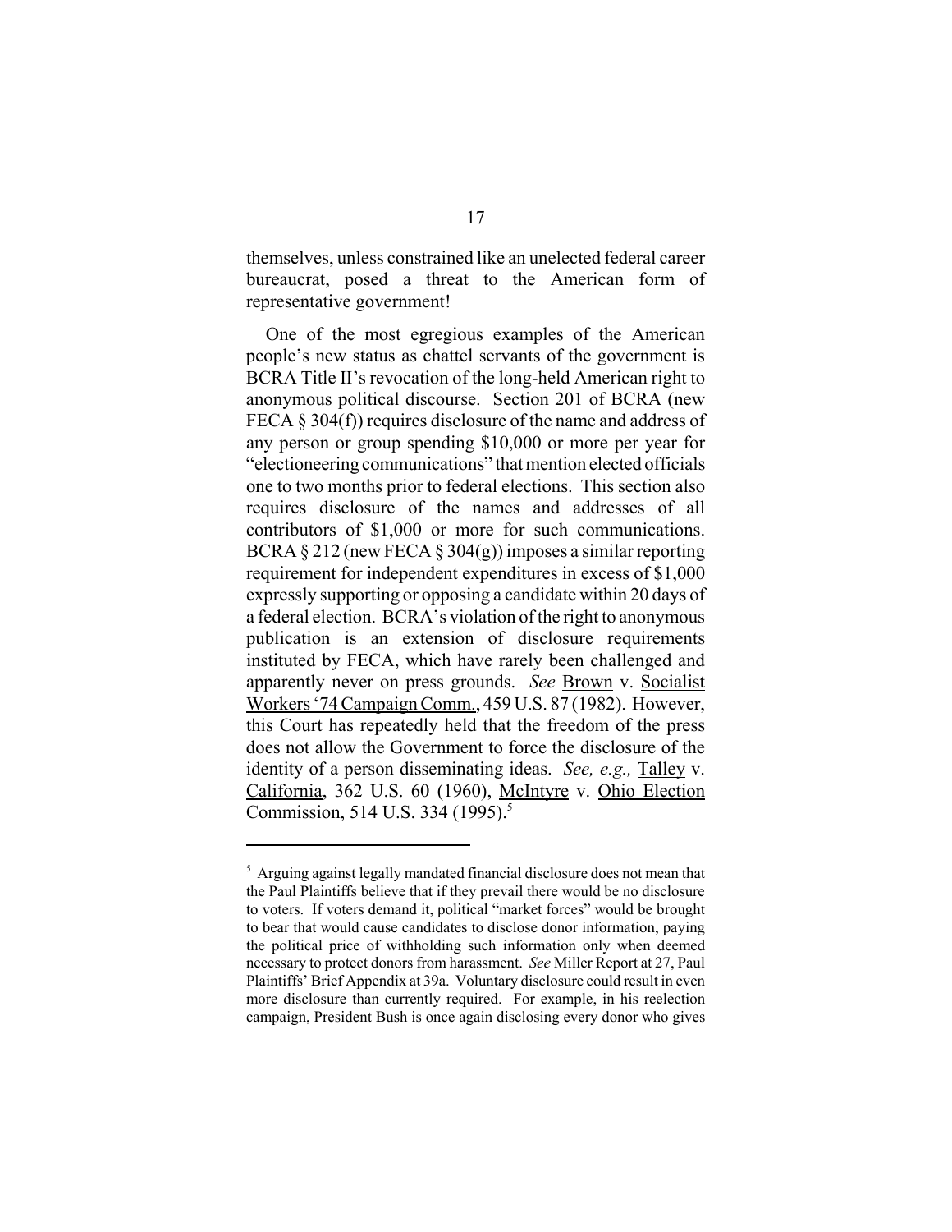themselves, unless constrained like an unelected federal career bureaucrat, posed a threat to the American form of representative government!

One of the most egregious examples of the American people's new status as chattel servants of the government is BCRA Title II's revocation of the long-held American right to anonymous political discourse. Section 201 of BCRA (new FECA § 304(f)) requires disclosure of the name and address of any person or group spending $10,000 or more per year for "electioneering communications" that mention elected officials one to two months prior to federal elections. This section also requires disclosure of the names and addresses of all contributors of $1,000 or more for such communications. BCRA § 212 (new FECA § 304(g)) imposes a similar reporting requirement for independent expenditures in excess of $1,000 expressly supporting or opposing a candidate within 20 days of a federal election. BCRA's violation of the right to anonymous publication is an extension of disclosure requirements instituted by FECA, which have rarely been challenged and apparently never on press grounds. *See* Brown v. Socialist Workers '74 Campaign Comm., 459 U.S. 87 (1982). However, this Court has repeatedly held that the freedom of the press does not allow the Government to force the disclosure of the identity of a person disseminating ideas. *See, e.g.,* Talley v. California, 362 U.S. 60 (1960), McIntyre v. Ohio Election Commission, 514 U.S. 334 (1995).[5]

---

[5] Arguing against legally mandated financial disclosure does not mean that the Paul Plaintiffs believe that if they prevail there would be no disclosure to voters. If voters demand it, political "market forces" would be brought to bear that would cause candidates to disclose donor information, paying the political price of withholding such information only when deemed necessary to protect donors from harassment. *See* Miller Report at 27, Paul Plaintiffs' Brief Appendix at 39a. Voluntary disclosure could result in even more disclosure than currently required. For example, in his reelection campaign, President Bush is once again disclosing every donor who gives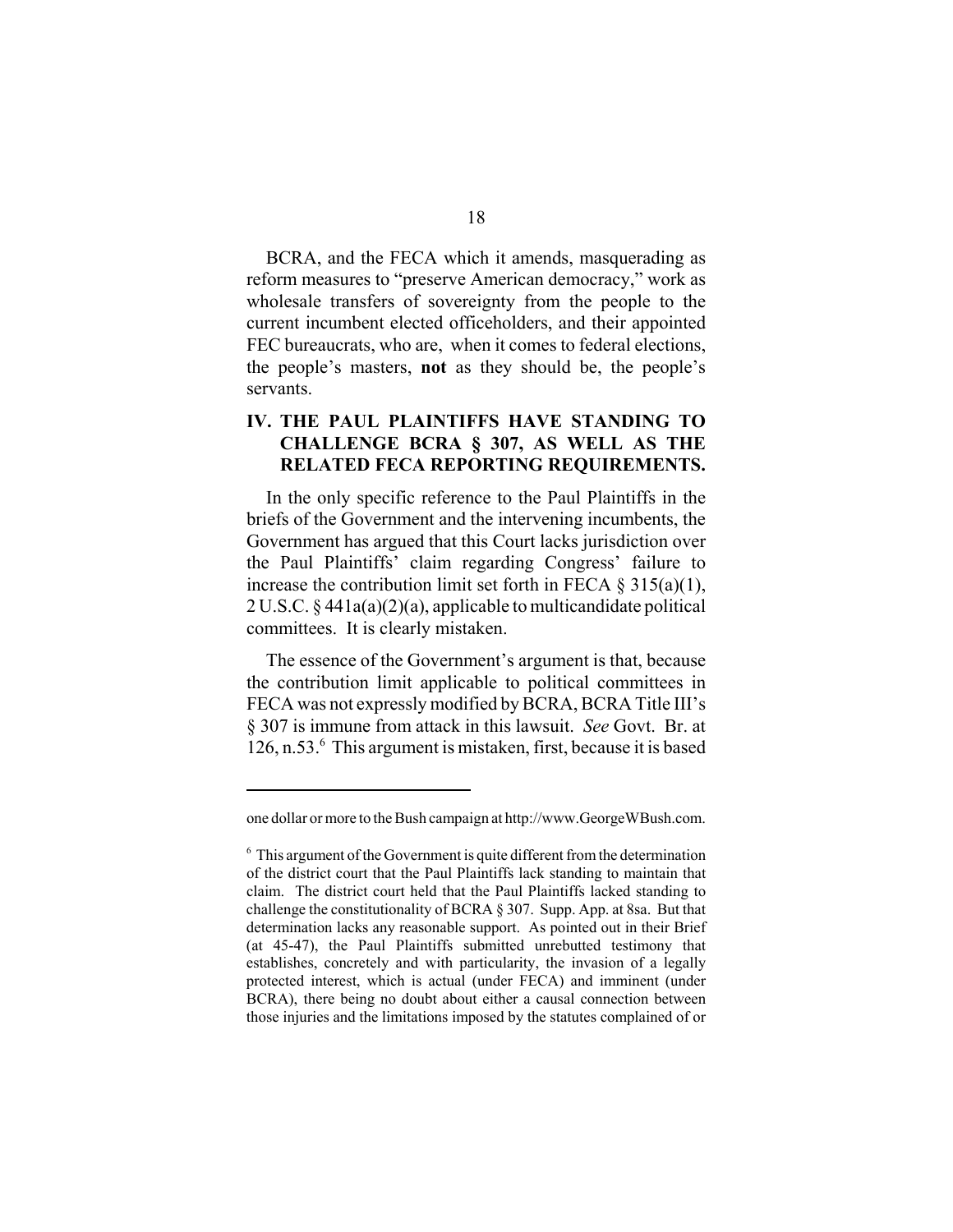BCRA, and the FECA which it amends, masquerading as reform measures to "preserve American democracy," work as wholesale transfers of sovereignty from the people to the current incumbent elected officeholders, and their appointed FEC bureaucrats, who are, when it comes to federal elections, the people's masters, **not** as they should be, the people's servants.

## IV. THE PAUL PLAINTIFFS HAVE STANDING TO CHALLENGE BCRA § 307, AS WELL AS THE RELATED FECA REPORTING REQUIREMENTS.

In the only specific reference to the Paul Plaintiffs in the briefs of the Government and the intervening incumbents, the Government has argued that this Court lacks jurisdiction over the Paul Plaintiffs' claim regarding Congress' failure to increase the contribution limit set forth in FECA § 315(a)(1), 2 U.S.C. § 441a(a)(2)(a), applicable to multicandidate political committees. It is clearly mistaken.

The essence of the Government's argument is that, because the contribution limit applicable to political committees in FECA was not expressly modified by BCRA, BCRA Title III's § 307 is immune from attack in this lawsuit. *See* Govt. Br. at 126, n.53.[6] This argument is mistaken, first, because it is based

---

one dollar or more to the Bush campaign at http://www.GeorgeWBush.com.

[6] This argument of the Government is quite different from the determination of the district court that the Paul Plaintiffs lack standing to maintain that claim. The district court held that the Paul Plaintiffs lacked standing to challenge the constitutionality of BCRA § 307. Supp. App. at 8sa. But that determination lacks any reasonable support. As pointed out in their Brief (at 45-47), the Paul Plaintiffs submitted unrebutted testimony that establishes, concretely and with particularity, the invasion of a legally protected interest, which is actual (under FECA) and imminent (under BCRA), there being no doubt about either a causal connection between those injuries and the limitations imposed by the statutes complained of or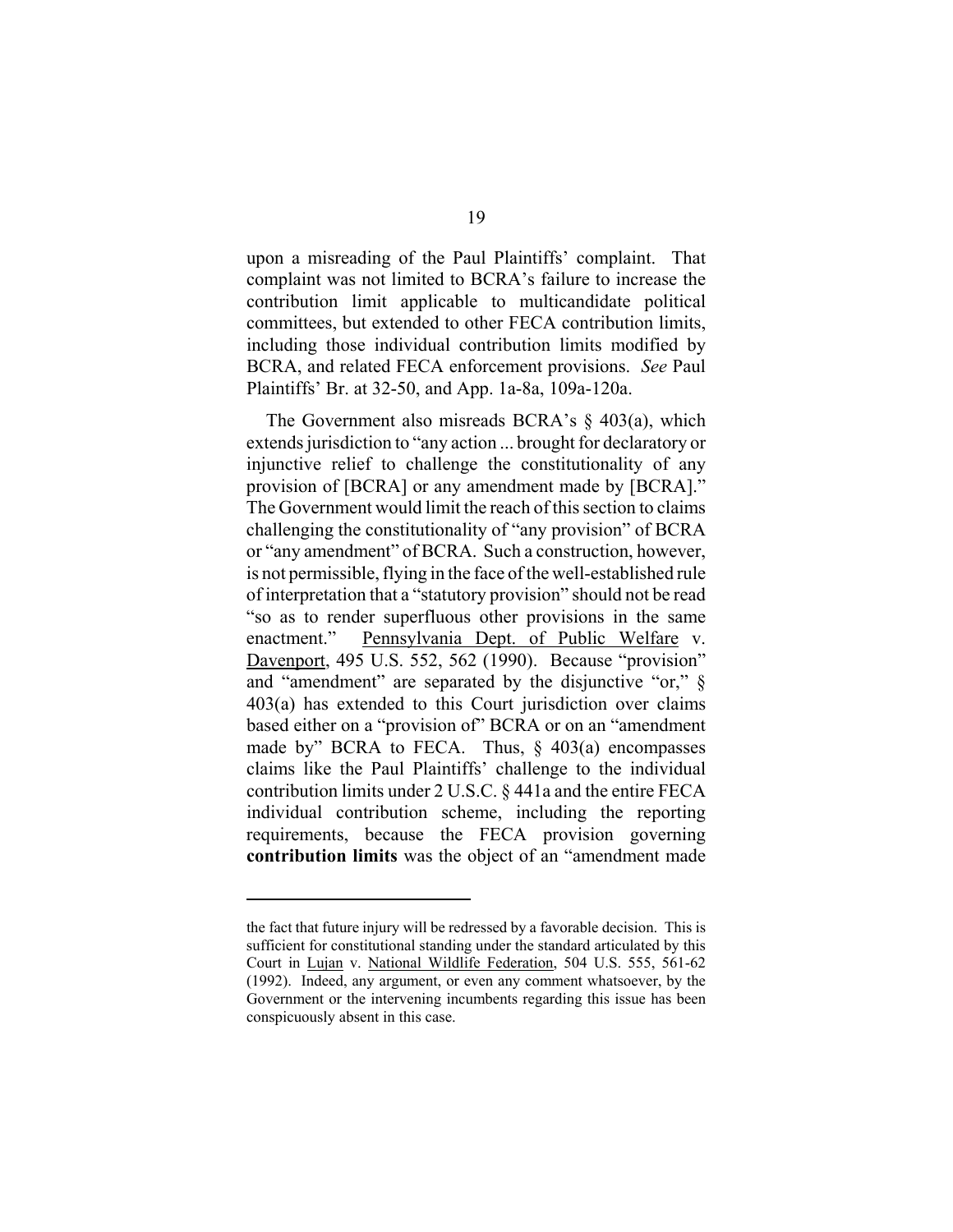upon a misreading of the Paul Plaintiffs' complaint. That complaint was not limited to BCRA's failure to increase the contribution limit applicable to multicandidate political committees, but extended to other FECA contribution limits, including those individual contribution limits modified by BCRA, and related FECA enforcement provisions. *See* Paul Plaintiffs' Br. at 32-50, and App. 1a-8a, 109a-120a.

The Government also misreads BCRA's § 403(a), which extends jurisdiction to "any action ... brought for declaratory or injunctive relief to challenge the constitutionality of any provision of [BCRA] or any amendment made by [BCRA]." The Government would limit the reach of this section to claims challenging the constitutionality of "any provision" of BCRA or "any amendment" of BCRA. Such a construction, however, is not permissible, flying in the face of the well-established rule of interpretation that a "statutory provision" should not be read "so as to render superfluous other provisions in the same enactment." Pennsylvania Dept. of Public Welfare v. Davenport, 495 U.S. 552, 562 (1990). Because "provision" and "amendment" are separated by the disjunctive "or," § 403(a) has extended to this Court jurisdiction over claims based either on a "provision of" BCRA or on an "amendment made by" BCRA to FECA. Thus, § 403(a) encompasses claims like the Paul Plaintiffs' challenge to the individual contribution limits under 2 U.S.C. § 441a and the entire FECA individual contribution scheme, including the reporting requirements, because the FECA provision governing **contribution limits** was the object of an "amendment made

---

the fact that future injury will be redressed by a favorable decision. This is sufficient for constitutional standing under the standard articulated by this Court in Lujan v. National Wildlife Federation, 504 U.S. 555, 561-62 (1992). Indeed, any argument, or even any comment whatsoever, by the Government or the intervening incumbents regarding this issue has been conspicuously absent in this case.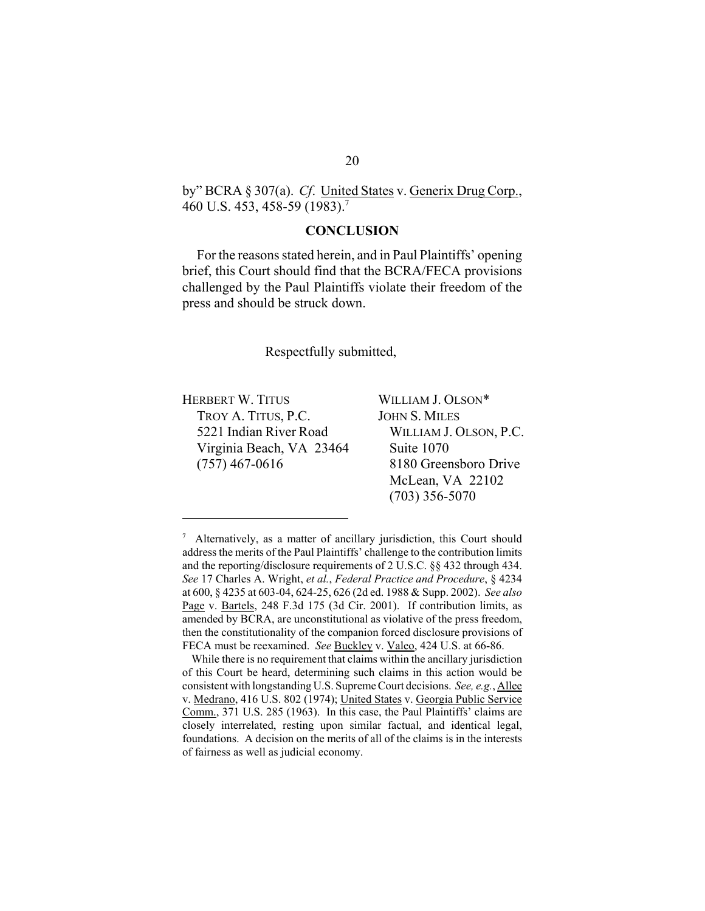by" BCRA § 307(a). *Cf.* United States v. Generix Drug Corp., 460 U.S. 453, 458-59 (1983).[7]

## CONCLUSION

For the reasons stated herein, and in Paul Plaintiffs' opening brief, this Court should find that the BCRA/FECA provisions challenged by the Paul Plaintiffs violate their freedom of the press and should be struck down.

Respectfully submitted,

HERBERT W. TITUS
TROY A. TITUS, P.C.
5221 Indian River Road
Virginia Beach, VA 23464
(757) 467-0616

WILLIAM J. OLSON*
JOHN S. MILES
WILLIAM J. OLSON, P.C.
Suite 1070
8180 Greensboro Drive
McLean, VA 22102
(703) 356-5070

---

[7] Alternatively, as a matter of ancillary jurisdiction, this Court should address the merits of the Paul Plaintiffs' challenge to the contribution limits and the reporting/disclosure requirements of 2 U.S.C. §§ 432 through 434. *See* 17 Charles A. Wright, *et al.*, *Federal Practice and Procedure*, § 4234 at 600, § 4235 at 603-04, 624-25, 626 (2d ed. 1988 & Supp. 2002). *See also* Page v. Bartels, 248 F.3d 175 (3d Cir. 2001). If contribution limits, as amended by BCRA, are unconstitutional as violative of the press freedom, then the constitutionality of the companion forced disclosure provisions of FECA must be reexamined. *See* Buckley v. Valeo, 424 U.S. at 66-86.

While there is no requirement that claims within the ancillary jurisdiction of this Court be heard, determining such claims in this action would be consistent with longstanding U.S. Supreme Court decisions. *See, e.g.*, Allee v. Medrano, 416 U.S. 802 (1974); United States v. Georgia Public Service Comm., 371 U.S. 285 (1963). In this case, the Paul Plaintiffs' claims are closely interrelated, resting upon similar factual, and identical legal, foundations. A decision on the merits of all of the claims is in the interests of fairness as well as judicial economy.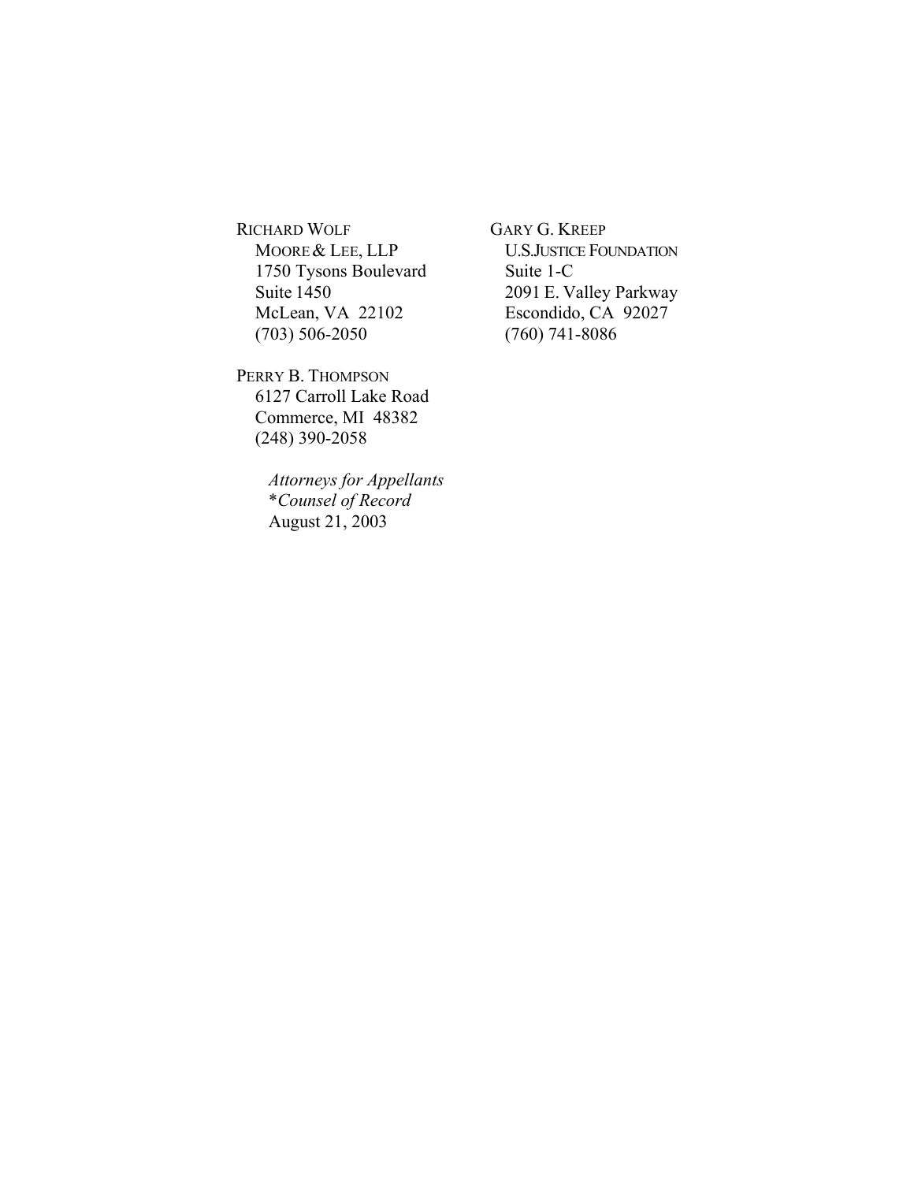RICHARD WOLF
MOORE & LEE, LLP
1750 Tysons Boulevard
Suite 1450
McLean, VA 22102
(703) 506-2050

GARY G. KREEP
U.S.JUSTICE FOUNDATION
Suite 1-C
2091 E. Valley Parkway
Escondido, CA 92027
(760) 741-8086

PERRY B. THOMPSON
6127 Carroll Lake Road
Commerce, MI 48382
(248) 390-2058

*Attorneys for Appellants*
*\*Counsel of Record*
August 21, 2003